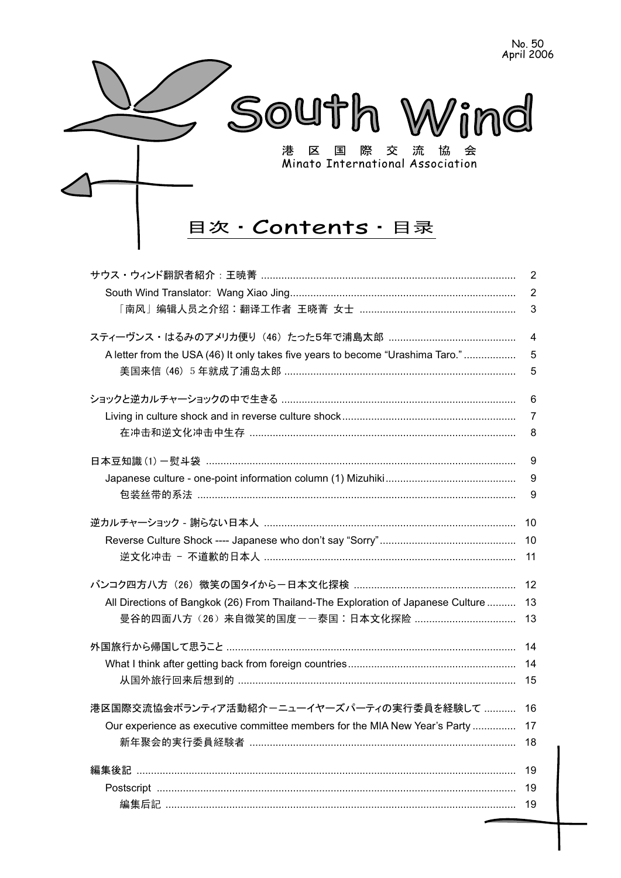No. 50
April 2006

# South Wind

港　区　国　際　交　流　協　会
Minato International Association

## 目次・Contents・目录

| | |
|---|---|
| サウス・ウィンド翻訳者紹介：王曉菁 | 2 |
| South Wind Translator: Wang Xiao Jing | 2 |
| 「南风」编辑人员之介绍：翻译工作者 王晓菁 女士 | 3 |
| スティーヴンス・はるみのアメリカ便り（46）たった5年で浦島太郎 | 4 |
| A letter from the USA (46) It only takes five years to become “Urashima Taro.” | 5 |
| 美国来信（46）5年就成了浦岛太郎 | 5 |
| ショックと逆カルチャーショックの中で生きる | 6 |
| Living in culture shock and in reverse culture shock | 7 |
| 在冲击和逆文化冲击中生存 | 8 |
| 日本豆知識 (1) ー熨斗袋 | 9 |
| Japanese culture - one-point information column (1) Mizuhiki | 9 |
| 包装丝带的系法 | 9 |
| 逆カルチャーショック - 謝らない日本人 | 10 |
| Reverse Culture Shock ---- Japanese who don’t say “Sorry” | 10 |
| 逆文化冲击 － 不道歉的日本人 | 11 |
| バンコク四方八方（26）微笑の国タイからー日本文化探検 | 12 |
| All Directions of Bangkok (26) From Thailand-The Exploration of Japanese Culture | 13 |
| 曼谷的四面八方（26）来自微笑的国度－－泰国：日本文化探险 | 13 |
| 外国旅行から帰国して思うこと | 14 |
| What I think after getting back from foreign countries | 14 |
| 从国外旅行回来后想到的 | 15 |
| 港区国際交流協会ボランティア活動紹介ーニューイヤーズパーティの実行委員を経験して | 16 |
| Our experience as executive committee members for the MIA New Year’s Party | 17 |
| 新年聚会的实行委员経験者 | 18 |
| 編集後記 | 19 |
| Postscript | 19 |
| 編集后記 | 19 |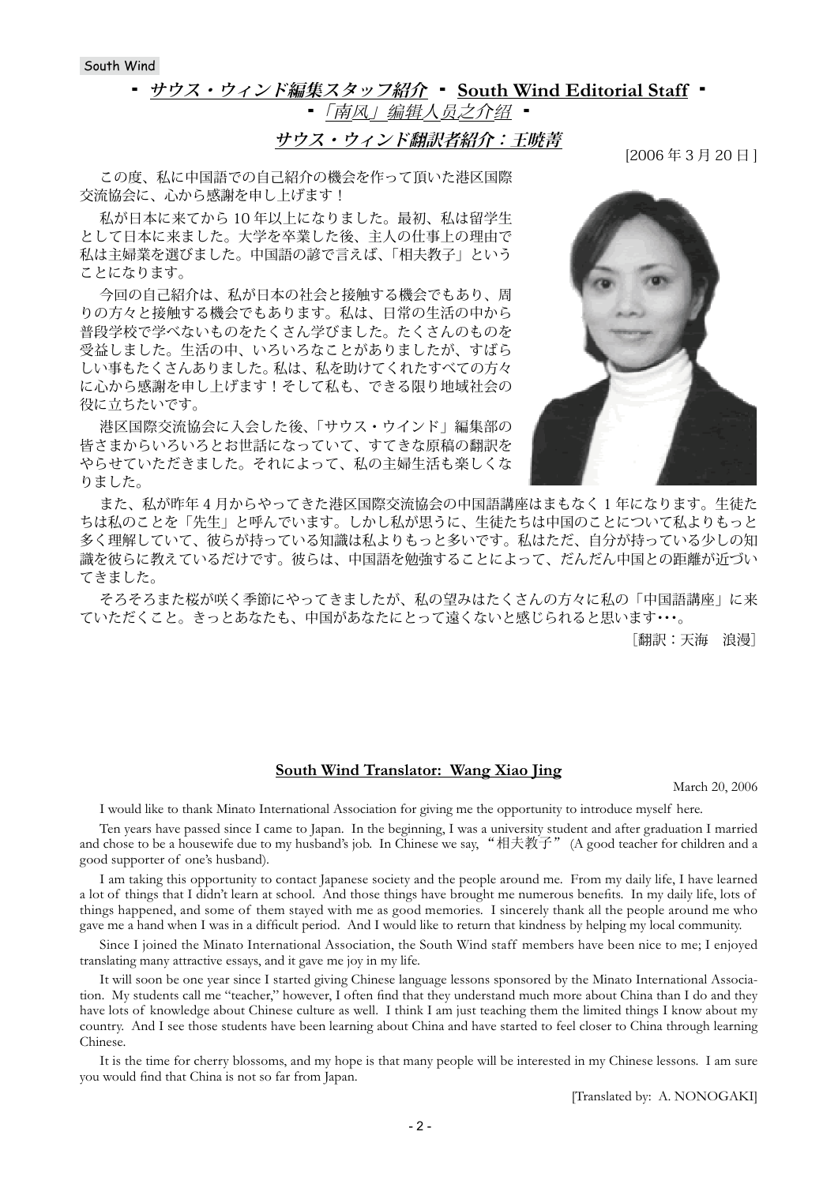South Wind

## ・ *サウス・ウィンド編集スタッフ紹介* ・ **South Wind Editorial Staff** ・
## ・ *「南风」编辑人员之介绍* ・

### *サウス・ウィンド翻訳者紹介：王暁菁*

[2006 年 3 月 20 日]

この度、私に中国語での自己紹介の機会を作って頂いた港区国際交流協会に、心から感謝を申し上げます！

私が日本に来てから 10 年以上になりました。最初、私は留学生として日本に来ました。大学を卒業した後、主人の仕事上の理由で私は主婦業を選びました。中国語の諺で言えば、「相夫教子」ということになります。

今回の自己紹介は、私が日本の社会と接触する機会でもあり、周りの方々と接触する機会でもあります。私は、日常の生活の中から普段学校で学べないものをたくさん学びました。たくさんのものを受益しました。生活の中、いろいろなことがありましたが、すばらしい事もたくさんありました。私は、私を助けてくれたすべての方々に心から感謝を申し上げます！そして私も、できる限り地域社会の役に立ちたいです。

港区国際交流協会に入会した後、「サウス・ウインド」編集部の皆さまからいろいろとお世話になっていて、すてきな原稿の翻訳をやらせていただきました。それによって、私の主婦生活も楽しくなりました。

また、私が昨年 4 月からやってきた港区国際交流協会の中国語講座はまもなく 1 年になります。生徒たちは私のことを「先生」と呼んでいます。しかし私が思うに、生徒たちは中国のことについて私よりもっと多く理解していて、彼らが持っている知識は私よりもっと多いです。私はただ、自分が持っている少しの知識を彼らに教えているだけです。彼らは、中国語を勉強することによって、だんだん中国との距離が近づいてきました。

そろそろまた桜が咲く季節にやってきましたが、私の望みはたくさんの方々に私の「中国語講座」に来ていただくこと。きっとあなたも、中国があなたにとって遠くないと感じられると思います･･･。

［翻訳：天海　浪漫］

### **South Wind Translator: Wang Xiao Jing**

March 20, 2006

I would like to thank Minato International Association for giving me the opportunity to introduce myself here.

Ten years have passed since I came to Japan. In the beginning, I was a university student and after graduation I married and chose to be a housewife due to my husband's job. In Chinese we say, "相夫教子" (A good teacher for children and a good supporter of one's husband).

I am taking this opportunity to contact Japanese society and the people around me. From my daily life, I have learned a lot of things that I didn't learn at school. And those things have brought me numerous benefits. In my daily life, lots of things happened, and some of them stayed with me as good memories. I sincerely thank all the people around me who gave me a hand when I was in a difficult period. And I would like to return that kindness by helping my local community.

Since I joined the Minato International Association, the South Wind staff members have been nice to me; I enjoyed translating many attractive essays, and it gave me joy in my life.

It will soon be one year since I started giving Chinese language lessons sponsored by the Minato International Association. My students call me "teacher," however, I often find that they understand much more about China than I do and they have lots of knowledge about Chinese culture as well. I think I am just teaching them the limited things I know about my country. And I see those students have been learning about China and have started to feel closer to China through learning Chinese.

It is the time for cherry blossoms, and my hope is that many people will be interested in my Chinese lessons. I am sure you would find that China is not so far from Japan.

[Translated by: A. NONOGAKI]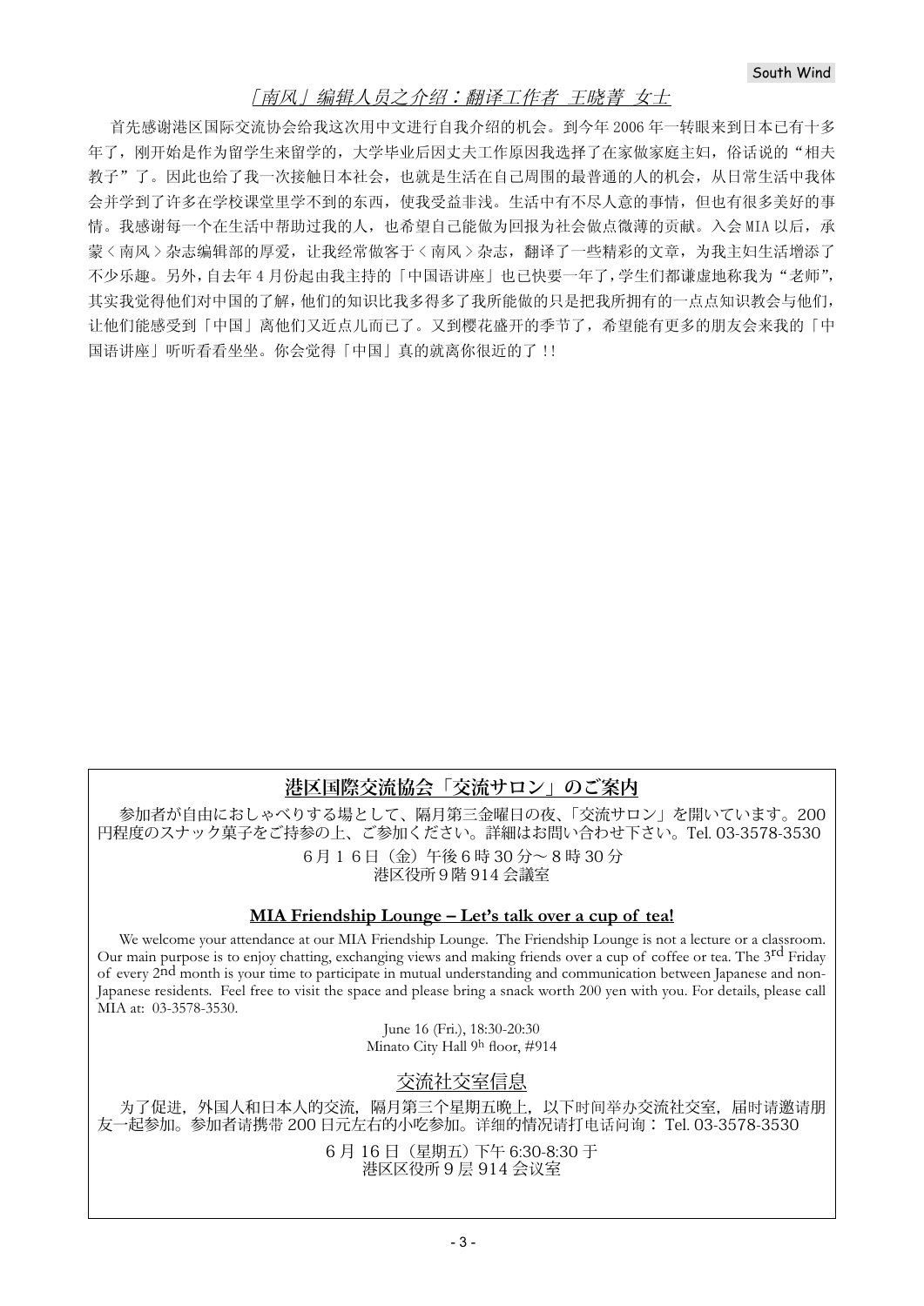## *「南风」编辑人员之介绍：翻译工作者 王晓菁 女士*

首先感谢港区国际交流协会给我这次用中文进行自我介绍的机会。到今年 2006 年一转眼来到日本已有十多年了，刚开始是作为留学生来留学的，大学毕业后因丈夫工作原因我选择了在家做家庭主妇，俗话说的“相夫教子”了。因此也给了我一次接触日本社会，也就是生活在自己周围的最普通的人的机会，从日常生活中我体会并学到了许多在学校课堂里学不到的东西，使我受益非浅。生活中有不尽人意的事情，但也有很多美好的事情。我感谢每一个在生活中帮助过我的人，也希望自己能做为回报为社会做点微薄的贡献。入会 MIA 以后，承蒙＜南风＞杂志编辑部的厚爱，让我经常做客于＜南风＞杂志，翻译了一些精彩的文章，为我主妇生活增添了不少乐趣。另外，自去年 4 月份起由我主持的「中国语讲座」也已快要一年了，学生们都谦虚地称我为“老师”，其实我觉得他们对中国的了解，他们的知识比我多得多了我所能做的只是把我所拥有的一点点知识教会与他们，让他们能感受到「中国」离他们又近点儿而已了。又到樱花盛开的季节了，希望能有更多的朋友会来我的「中国语讲座」听听看看坐坐。你会觉得「中国」真的就离你很近的了！！

## 港区国際交流協会「交流サロン」のご案内

参加者が自由におしゃべりする場として、隔月第三金曜日の夜、「交流サロン」を開いています。200 円程度のスナック菓子をご持参の上、ご参加ください。詳細はお問い合わせ下さい。Tel. 03-3578-3530

6 月 1 6 日（金）午後 6 時 30 分～ 8 時 30 分
港区役所 9 階 914 会議室

### MIA Friendship Lounge – Let's talk over a cup of tea!

We welcome your attendance at our MIA Friendship Lounge. The Friendship Lounge is not a lecture or a classroom. Our main purpose is to enjoy chatting, exchanging views and making friends over a cup of coffee or tea. The 3rd Friday of every 2nd month is your time to participate in mutual understanding and communication between Japanese and non-Japanese residents. Feel free to visit the space and please bring a snack worth 200 yen with you. For details, please call MIA at: 03-3578-3530.

June 16 (Fri.), 18:30-20:30
Minato City Hall 9h floor, #914

### 交流社交室信息

为了促进，外国人和日本人的交流，隔月第三个星期五晚上，以下时间举办交流社交室，届时请邀请朋友一起参加。参加者请携带 200 日元左右的小吃参加。详细的情况请打电话问询： Tel. 03-3578-3530

6 月 16 日（星期五）下午 6:30-8:30 于
港区区役所 9 层 914 会议室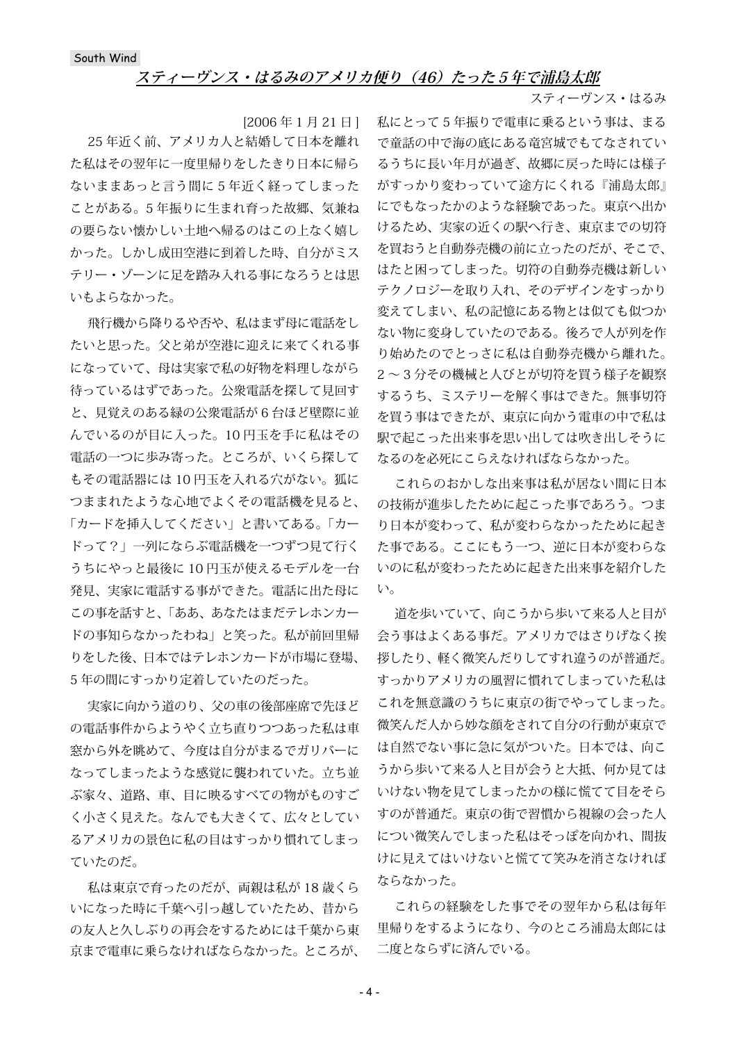South Wind

## *スティーヴンス・はるみのアメリカ便り（46）たった５年で浦島太郎*

スティーヴンス・はるみ

[2006 年 1 月 21 日]

25 年近く前、アメリカ人と結婚して日本を離れた私はその翌年に一度里帰りをしたきり日本に帰らないままあっと言う間に 5 年近く経ってしまったことがある。5 年振りに生まれ育った故郷、気兼ねの要らない懐かしい土地へ帰るのはこの上なく嬉しかった。しかし成田空港に到着した時、自分がミステリー・ゾーンに足を踏み入れる事になろうとは思いもよらなかった。

飛行機から降りるや否や、私はまず母に電話をしたいと思った。父と弟が空港に迎えに来てくれる事になっていて、母は実家で私の好物を料理しながら待っているはずであった。公衆電話を探して見回すと、見覚えのある緑の公衆電話が 6 台ほど壁際に並んでいるのが目に入った。10 円玉を手に私はその電話の一つに歩み寄った。ところが、いくら探してもその電話器には 10 円玉を入れる穴がない。狐につままれたような心地でよくその電話機を見ると、「カードを挿入してください」と書いてある。「カードって？」一列にならぶ電話機を一つずつ見て行くうちにやっと最後に 10 円玉が使えるモデルを一台発見、実家に電話する事ができた。電話に出た母にこの事を話すと、「ああ、あなたはまだテレホンカードの事知らなかったわね」と笑った。私が前回里帰りをした後、日本ではテレホンカードが市場に登場、5 年の間にすっかり定着していたのだった。

実家に向かう道のり、父の車の後部座席で先ほどの電話事件からようやく立ち直りつつあった私は車窓から外を眺めて、今度は自分がまるでガリバーになってしまったような感覚に襲われていた。立ち並ぶ家々、道路、車、目に映るすべての物がものすごく小さく見えた。なんでも大きくて、広々としているアメリカの景色に私の目はすっかり慣れてしまっていたのだ。

私は東京で育ったのだが、両親は私が 18 歳くらいになった時に千葉へ引っ越していたため、昔からの友人と久しぶりの再会をするためには千葉から東京まで電車に乗らなければならなかった。ところが、私にとって 5 年振りで電車に乗るという事は、まるで童話の中で海の底にある竜宮城でもてなされているうちに長い年月が過ぎ、故郷に戻った時には様子がすっかり変わっていて途方にくれる『浦島太郎』にでもなったかのような経験であった。東京へ出かけるため、実家の近くの駅へ行き、東京までの切符を買おうと自動券売機の前に立ったのだが、そこで、はたと困ってしまった。切符の自動券売機は新しいテクノロジーを取り入れ、そのデザインをすっかり変えてしまい、私の記憶にある物とは似ても似つかない物に変身していたのである。後ろで人が列を作り始めたのでとっさに私は自動券売機から離れた。2～3 分その機械と人びとが切符を買う様子を観察するうち、ミステリーを解く事はできた。無事切符を買う事はできたが、東京に向かう電車の中で私は駅で起こった出来事を思い出しては吹き出しそうになるのを必死にこらえなければならなかった。

これらのおかしな出来事は私が居ない間に日本の技術が進歩したために起こった事であろう。つまり日本が変わって、私が変わらなかったために起きた事である。ここにもう一つ、逆に日本が変わらないのに私が変わったために起きた出来事を紹介したい。

道を歩いていて、向こうから歩いて来る人と目が会う事はよくある事だ。アメリカではさりげなく挨拶したり、軽く微笑んだりしてすれ違うのが普通だ。すっかりアメリカの風習に慣れてしまっていた私はこれを無意識のうちに東京の街でやってしまった。微笑んだ人から妙な顔をされて自分の行動が東京では自然でない事に急に気がついた。日本では、向こうから歩いて来る人と目が会うと大抵、何か見てはいけない物を見てしまったかの様に慌てて目をそらすのが普通だ。東京の街で習慣から視線の会った人につい微笑んでしまった私はそっぽを向かれ、間抜けに見えてはいけないと慌てて笑みを消さなければならなかった。

これらの経験をした事でその翌年から私は毎年里帰りをするようになり、今のところ浦島太郎には二度とならずに済んでいる。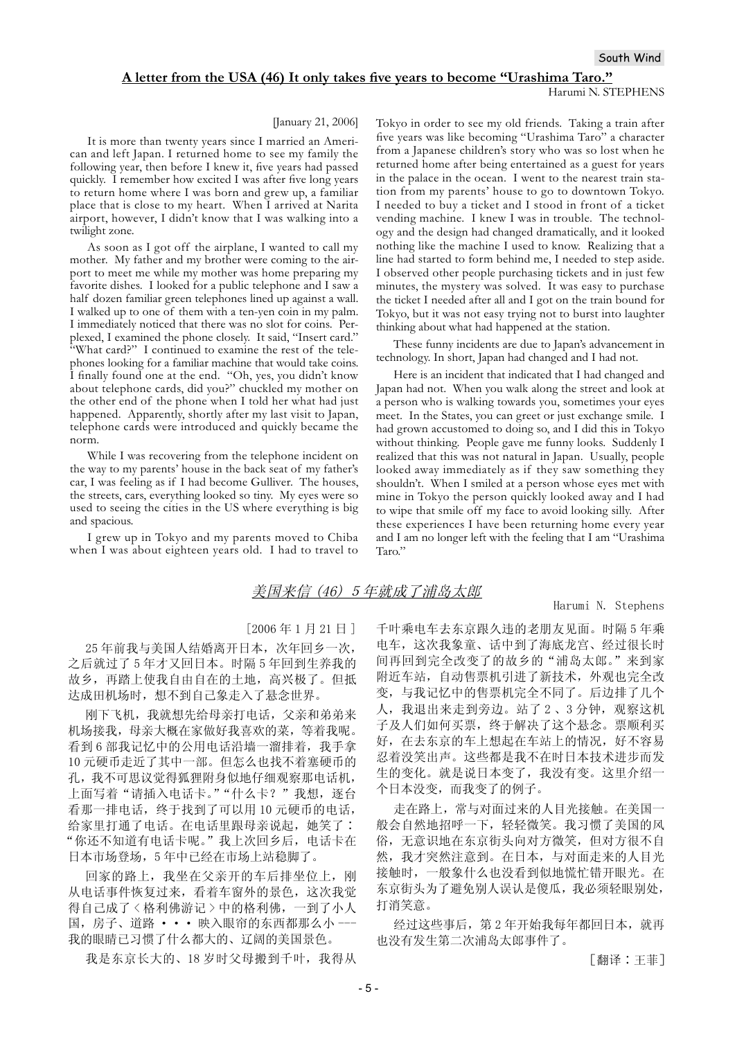## A letter from the USA (46) It only takes five years to become "Urashima Taro."

Harumi N. STEPHENS

[January 21, 2006]

It is more than twenty years since I married an American and left Japan. I returned home to see my family the following year, then before I knew it, five years had passed quickly. I remember how excited I was after five long years to return home where I was born and grew up, a familiar place that is close to my heart. When I arrived at Narita airport, however, I didn't know that I was walking into a twilight zone.

As soon as I got off the airplane, I wanted to call my mother. My father and my brother were coming to the airport to meet me while my mother was home preparing my favorite dishes. I looked for a public telephone and I saw a half dozen familiar green telephones lined up against a wall. I walked up to one of them with a ten-yen coin in my palm. I immediately noticed that there was no slot for coins. Perplexed, I examined the phone closely. It said, "Insert card." "What card?" I continued to examine the rest of the telephones looking for a familiar machine that would take coins. I finally found one at the end. "Oh, yes, you didn't know about telephone cards, did you?" chuckled my mother on the other end of the phone when I told her what had just happened. Apparently, shortly after my last visit to Japan, telephone cards were introduced and quickly became the norm.

While I was recovering from the telephone incident on the way to my parents' house in the back seat of my father's car, I was feeling as if I had become Gulliver. The houses, the streets, cars, everything looked so tiny. My eyes were so used to seeing the cities in the US where everything is big and spacious.

I grew up in Tokyo and my parents moved to Chiba when I was about eighteen years old. I had to travel to Tokyo in order to see my old friends. Taking a train after five years was like becoming "Urashima Taro" a character from a Japanese children's story who was so lost when he returned home after being entertained as a guest for years in the palace in the ocean. I went to the nearest train station from my parents' house to go to downtown Tokyo. I needed to buy a ticket and I stood in front of a ticket vending machine. I knew I was in trouble. The technology and the design had changed dramatically, and it looked nothing like the machine I used to know. Realizing that a line had started to form behind me, I needed to step aside. I observed other people purchasing tickets and in just few minutes, the mystery was solved. It was easy to purchase the ticket I needed after all and I got on the train bound for Tokyo, but it was not easy trying not to burst into laughter thinking about what had happened at the station.

These funny incidents are due to Japan's advancement in technology. In short, Japan had changed and I had not.

Here is an incident that indicated that I had changed and Japan had not. When you walk along the street and look at a person who is walking towards you, sometimes your eyes meet. In the States, you can greet or just exchange smile. I had grown accustomed to doing so, and I did this in Tokyo without thinking. People gave me funny looks. Suddenly I realized that this was not natural in Japan. Usually, people looked away immediately as if they saw something they shouldn't. When I smiled at a person whose eyes met with mine in Tokyo the person quickly looked away and I had to wipe that smile off my face to avoid looking silly. After these experiences I have been returning home every year and I am no longer left with the feeling that I am "Urashima Taro."

## 美国来信（46）5年就成了浦岛太郎

Harumi N. Stephens

［2006年1月21日］

25年前我与美国人结婚离开日本，次年回乡一次，之后就过了5年才又回日本。时隔5年回到生养我的故乡，再踏上使我自由自在的土地，高兴极了。但抵达成田机场时，想不到自己象走入了悬念世界。

刚下飞机，我就想先给母亲打电话，父亲和弟弟来机场接我，母亲大概在家做好我喜欢的菜，等着我呢。看到6部我记忆中的公用电话沿墙一溜排着，我手拿10元硬币走近了其中一部。但怎么也找不着塞硬币的孔，我不可思议觉得狐狸附身似地仔细观察那电话机，上面写着"请插入电话卡。""什么卡？"我想，逐台看那一排电话，终于找到了可以用10元硬币的电话，给家里打通了电话。在电话里跟母亲说起，她笑了："你还不知道有电话卡呢。"我上次回乡后，电话卡在日本市场登场，5年中已经在市场上站稳脚了。

回家的路上，我坐在父亲开的车后排坐位上，刚从电话事件恢复过来，看着车窗外的景色，这次我觉得自己成了＜格利佛游记＞中的格利佛，一到了小人国，房子、道路・・・映入眼帘的东西都那么小---我的眼睛已习惯了什么都大的、辽阔的美国景色。

我是东京长大的、18岁时父母搬到千叶，我得从千叶乘电车去东京跟久违的老朋友见面。时隔5年乘电车，这次我象童、话中到了海底龙宫、经过很长时间再回到完全改变了的故乡的"浦岛太郎。"来到家附近车站，自动售票机引进了新技术，外观也完全改变，与我记忆中的售票机完全不同了。后边排了几个人，我退出来走到旁边。站了2、3分钟，观察这机子及人们如何买票，终于解决了这个悬念。票顺利买好，在去东京的车上想起在车站上的情况，好不容易忍着没笑出声。这些都是我不在时日本技术进步而发生的变化。就是说日本变了，我没有变。这里介绍一个日本没变，而我变了的例子。

走在路上，常与对面过来的人目光接触。在美国一般会自然地招呼一下，轻轻微笑。我习惯了美国的风俗，无意识地在东京街头向对方微笑，但对方很不自然，我才突然注意到。在日本，与对面走来的人目光接触时，一般象什么也没看到似地慌忙错开眼光。在东京街头为了避免别人误认是傻瓜，我必须轻眼别处，打消笑意。

经过这些事后，第2年开始我每年都回日本，就再也没有发生第二次浦岛太郎事件了。

［翻译：王菲］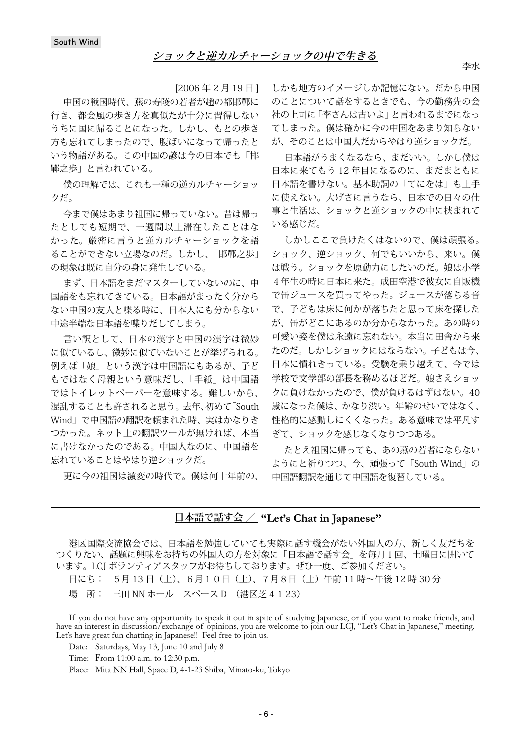South Wind

## *ショックと逆カルチャーショックの中で生きる*

李水

[2006 年 2 月 19 日]

中国の戦国時代、燕の寿陵の若者が趙の都邯鄲に行き、都会風の歩き方を真似たが十分に習得しないうちに国に帰ることになった。しかし、もとの歩き方も忘れてしまったので、腹ばいになって帰ったという物語がある。この中国の諺は今の日本でも「邯鄲之歩」と言われている。

僕の理解では、これも一種の逆カルチャーショックだ。

今まで僕はあまり祖国に帰っていない。昔は帰ったとしても短期で、一週間以上滞在したことはなかった。厳密に言うと逆カルチャーショックを語ることができない立場なのだ。しかし、「邯鄲之歩」の現象は既に自分の身に発生している。

まず、日本語をまだマスターしていないのに、中国語をも忘れてきている。日本語がまったく分からない中国の友人と喋る時に、日本人にも分からない中途半端な日本語を喋りだしてしまう。

言い訳として、日本の漢字と中国の漢字は微妙に似ているし、微妙に似ていないことが挙げられる。例えば「娘」という漢字は中国語にもあるが、子どもではなく母親という意味だし、「手紙」は中国語ではトイレットペーパーを意味する。難しいから、混乱することも許されると思う。去年、初めて「South Wind」で中国語の翻訳を頼まれた時、実はかなりきつかった。ネット上の翻訳ツールが無ければ、本当に書けなかったのである。中国人なのに、中国語を忘れていることはやはり逆ショックだ。

更に今の祖国は激変の時代で。僕は何十年前の、しかも地方のイメージしか記憶にない。だから中国のことについて話をするときでも、今の勤務先の会社の上司に「李さんは古いよ」と言われるまでになってしまった。僕は確かに今の中国をあまり知らないが、そのことは中国人だからやはり逆ショックだ。

日本語がうまくなるなら、まだいい。しかし僕は日本に来てもう 12 年目になるのに、まだまともに日本語を書けない。基本助詞の「てにをは」も上手に使えない。大げさに言うなら、日本での日々の仕事と生活は、ショックと逆ショックの中に挟まれている感じだ。

しかしここで負けたくはないので、僕は頑張る。ショック、逆ショック、何でもいいから、来い。僕は戦う。ショックを原動力にしたいのだ。娘は小学４年生の時に日本に来た。成田空港で彼女に自販機で缶ジュースを買ってやった。ジュースが落ちる音で、子どもは床に何かが落ちたと思って床を探したが、缶がどこにあるのか分からなかった。あの時の可愛い姿を僕は永遠に忘れない。本当に田舎から来たのだ。しかしショックにはならない。子どもは今、日本に慣れきっている。受験を乗り越えて、今では学校で文学部の部長を務めるほどだ。娘さえショックに負けなかったので、僕が負けるはずはない。40 歳になった僕は、かなり渋い。年齢のせいではなく、性格的に感動しにくくなった。ある意味では平凡すぎて、ショックを感じなくなりつつある。

たとえ祖国に帰っても、あの燕の若者にならないようにと祈りつつ、今、頑張って「South Wind」の中国語翻訳を通じて中国語を復習している。

---

### 日本語で話す会 ／ "Let's Chat in Japanese"

港区国際交流協会では、日本語を勉強していても実際に話す機会がない外国人の方、新しく友だちをつくりたい、話題に興味をお持ちの外国人の方を対象に「日本語で話す会」を毎月 1 回、土曜日に開いています。LCJ ボランティアスタッフがお待ちしております。ぜひ一度、ご参加ください。

日にち：　5 月 13 日（土）、6 月１０日（土）、7 月 8 日（土）午前 11 時～午後 12 時 30 分

場　所：　三田 NN ホール　スペース D　（港区芝 4-1-23）

If you do not have any opportunity to speak it out in spite of studying Japanese, or if you want to make friends, and have an interest in discussion/exchange of opinions, you are welcome to join our LCJ, "Let's Chat in Japanese," meeting. Let's have great fun chatting in Japanese!! Feel free to join us.

Date: Saturdays, May 13, June 10 and July 8

Time: From 11:00 a.m. to 12:30 p.m.

Place: Mita NN Hall, Space D, 4-1-23 Shiba, Minato-ku, Tokyo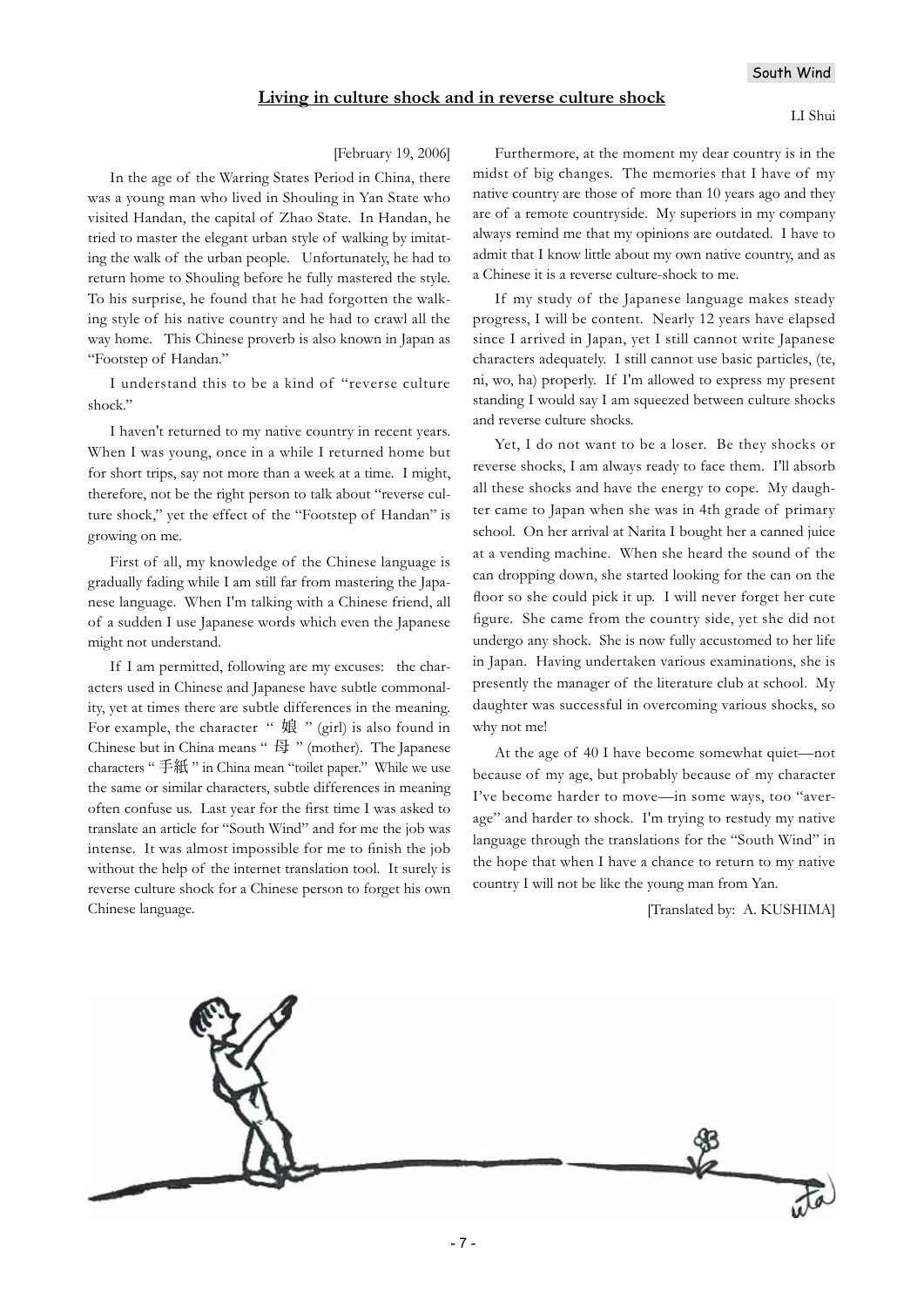## Living in culture shock and in reverse culture shock

LI Shui

[February 19, 2006]

In the age of the Warring States Period in China, there was a young man who lived in Shouling in Yan State who visited Handan, the capital of Zhao State. In Handan, he tried to master the elegant urban style of walking by imitating the walk of the urban people. Unfortunately, he had to return home to Shouling before he fully mastered the style. To his surprise, he found that he had forgotten the walking style of his native country and he had to crawl all the way home. This Chinese proverb is also known in Japan as "Footstep of Handan."

I understand this to be a kind of "reverse culture shock."

I haven't returned to my native country in recent years. When I was young, once in a while I returned home but for short trips, say not more than a week at a time. I might, therefore, not be the right person to talk about "reverse culture shock," yet the effect of the "Footstep of Handan" is growing on me.

First of all, my knowledge of the Chinese language is gradually fading while I am still far from mastering the Japanese language. When I'm talking with a Chinese friend, all of a sudden I use Japanese words which even the Japanese might not understand.

If I am permitted, following are my excuses: the characters used in Chinese and Japanese have subtle commonality, yet at times there are subtle differences in the meaning. For example, the character "娘" (girl) is also found in Chinese but in China means "母" (mother). The Japanese characters "手紙" in China mean "toilet paper." While we use the same or similar characters, subtle differences in meaning often confuse us. Last year for the first time I was asked to translate an article for "South Wind" and for me the job was intense. It was almost impossible for me to finish the job without the help of the internet translation tool. It surely is reverse culture shock for a Chinese person to forget his own Chinese language.

Furthermore, at the moment my dear country is in the midst of big changes. The memories that I have of my native country are those of more than 10 years ago and they are of a remote countryside. My superiors in my company always remind me that my opinions are outdated. I have to admit that I know little about my own native country, and as a Chinese it is a reverse culture-shock to me.

If my study of the Japanese language makes steady progress, I will be content. Nearly 12 years have elapsed since I arrived in Japan, yet I still cannot write Japanese characters adequately. I still cannot use basic particles, (te, ni, wo, ha) properly. If I'm allowed to express my present standing I would say I am squeezed between culture shocks and reverse culture shocks.

Yet, I do not want to be a loser. Be they shocks or reverse shocks, I am always ready to face them. I'll absorb all these shocks and have the energy to cope. My daughter came to Japan when she was in 4th grade of primary school. On her arrival at Narita I bought her a canned juice at a vending machine. When she heard the sound of the can dropping down, she started looking for the can on the floor so she could pick it up. I will never forget her cute figure. She came from the country side, yet she did not undergo any shock. She is now fully accustomed to her life in Japan. Having undertaken various examinations, she is presently the manager of the literature club at school. My daughter was successful in overcoming various shocks, so why not me!

At the age of 40 I have become somewhat quiet—not because of my age, but probably because of my character I've become harder to move—in some ways, too "average" and harder to shock. I'm trying to restudy my native language through the translations for the "South Wind" in the hope that when I have a chance to return to my native country I will not be like the young man from Yan.

[Translated by: A. KUSHIMA]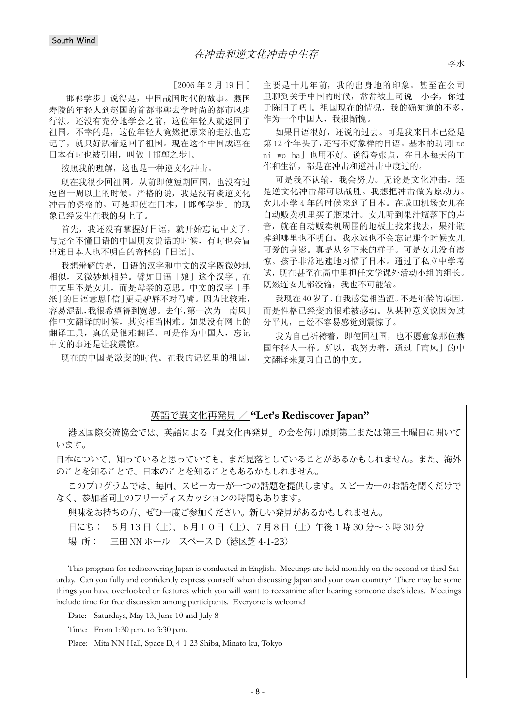South Wind

## 在冲击和逆文化冲击中生存

李水

［2006 年 2 月 19 日］

「邯郸学步」说得是，中国战国时代的故事。燕国寿陵的年轻人到赵国的首都邯郸去学时尚的都市风步行法。还没有充分地学会之前，这位年轻人就返回了祖国。不幸的是，这位年轻人竟然把原来的走法也忘记了，就只好趴着返回了祖国。现在这个中国成语在日本有时也被引用，叫做「邯郸之步」。

按照我的理解，这也是一种逆文化冲击。

现在我很少回祖国。从前即使短期回国，也没有过逗留一周以上的时候。严格的说，我是没有谈逆文化冲击的资格的。可是即使在日本，「邯郸学步」的现象已经发生在我的身上了。

首先，我还没有掌握好日语，就开始忘记中文了。与完全不懂日语的中国朋友说话的时候，有时也会冒出连日本人也不明白的奇怪的「日语」。

我想辩解的是，日语的汉字和中文的汉字既微妙地相似，又微妙地相异。譬如日语「娘」这个汉字，在中文里不是女儿，而是母亲的意思。中文的汉字「手纸」的日语意思「信」更是驴唇不对马嘴。因为比较难，容易混乱，我很希望得到宽恕。去年，第一次为「南风」作中文翻译的时候，其实相当困难。如果没有网上的翻译工具，真的是很难翻译。可是作为中国人，忘记中文的事还是让我震惊。

现在的中国是激变的时代。在我的记忆里的祖国，主要是十几年前，我的出身地的印象。甚至在公司里聊到关于中国的时候，常常被上司说「小李，你过于陈旧了吧」。祖国现在的情况，我的确知道的不多，作为一个中国人，我很惭愧。

如果日语很好，还说的过去。可是我来日本已经是第 12 个年头了，还写不好象样的日语。基本的助词「te ni wo ha」也用不好。说得夸张点，在日本每天的工作和生活，都是在冲击和逆冲击中度过的。

可是我不认输，我会努力。无论是文化冲击，还是逆文化冲击都可以战胜。我想把冲击做为原动力。女儿小学 4 年的时候来到了日本。在成田机场女儿在自动贩卖机里买了瓶果汁。女儿听到果汁瓶落下的声音，就在自动贩卖机周围的地板上找来找去，果汁瓶掉到哪里也不明白。我永远也不会忘记那个时候女儿可爱的身影。真是从乡下来的样子。可是女儿没有震惊。孩子非常迅速地习惯了日本。通过了私立中学考试，现在甚至在高中里担任文学课外活动小组的组长。既然连女儿都没输，我也不可能输。

我现在 40 岁了，自我感觉相当涩。不是年龄的原因，而是性格已经变的很难被感动。从某种意义说因为过分平凡，已经不容易感觉到震惊了。

我为自己祈祷着，即使回祖国，也不愿意象那位燕国年轻人一样。所以，我努力着，通过「南风」的中文翻译来复习自己的中文。

---

## 英語で異文化再発見 ／ **"Let's Rediscover Japan"**

港区国際交流協会では、英語による「異文化再発見」の会を毎月原則第二または第三土曜日に開いています。

日本について、知っていると思っていても、まだ見落としていることがあるかもしれません。また、海外のことを知ることで、日本のことを知ることもあるかもしれません。

このプログラムでは、毎回、スピーカーが一つの話題を提供します。スピーカーのお話を聞くだけでなく、参加者同士のフリーディスカッションの時間もあります。

興味をお持ちの方、ぜひ一度ご参加ください。新しい発見があるかもしれません。

日にち： 5 月 13 日（土）、6 月１０日（土）、7 月 8 日（土）午後 1 時 30 分～３時 30 分

場 所： 三田 NN ホール スペース D（港区芝 4-1-23）

This program for rediscovering Japan is conducted in English. Meetings are held monthly on the second or third Saturday. Can you fully and confidently express yourself when discussing Japan and your own country? There may be some things you have overlooked or features which you will want to reexamine after hearing someone else's ideas. Meetings include time for free discussion among participants. Everyone is welcome!

Date: Saturdays, May 13, June 10 and July 8

Time: From 1:30 p.m. to 3:30 p.m.

Place: Mita NN Hall, Space D, 4-1-23 Shiba, Minato-ku, Tokyo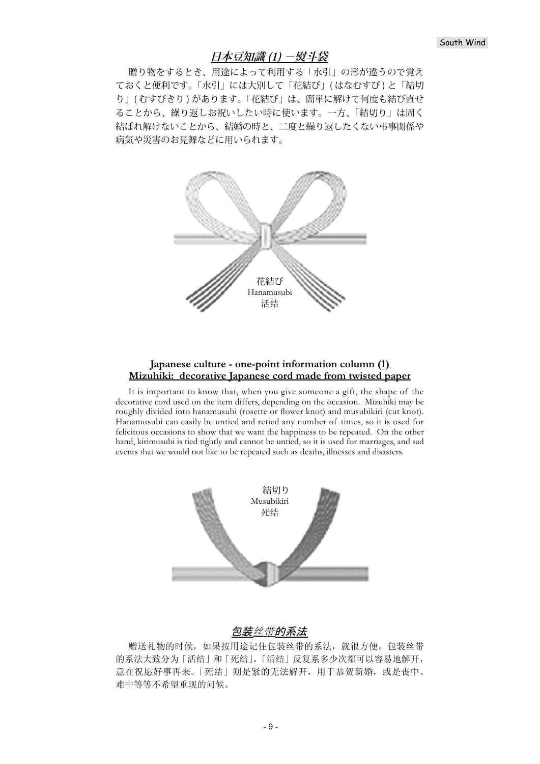## *日本豆知識 (1) —熨斗袋*

贈り物をするとき、用途によって利用する「水引」の形が違うので覚えておくと便利です。「水引」には大別して「花結び」( はなむすび ) と「結切り」( むすびきり ) があります。「花結び」は、簡単に解けて何度も結び直せることから、繰り返しお祝いしたい時に使います。一方、「結切り」は固く結ばれ解けないことから、結婚の時と、二度と繰り返したくない弔事関係や病気や災害のお見舞などに用いられます。

花結び
Hanamusubi
活结

## Japanese culture - one-point information column (1)
## Mizuhiki: decorative Japanese cord made from twisted paper

It is important to know that, when you give someone a gift, the shape of the decorative cord used on the item differs, depending on the occasion. Mizuhiki may be roughly divided into hanamusubi (rosette or flower knot) and musubikiri (cut knot). Hanamusubi can easily be untied and retied any number of times, so it is used for felicitous occasions to show that we want the happiness to be repeated. On the other hand, kirimusubi is tied tightly and cannot be untied, so it is used for marriages, and sad events that we would not like to be repeated such as deaths, illnesses and disasters.

結切り
Musubikiri
死结

## *包装丝带的系法*

赠送礼物的时候，如果按用途记住包装丝带的系法，就很方便。包装丝带的系法大致分为「活结」和「死结」。「活结」反复系多少次都可以容易地解开，意在祝愿好事再来。「死结」则是紧的无法解开，用于恭贺新婚，或是丧中、难中等等不希望重现的问候。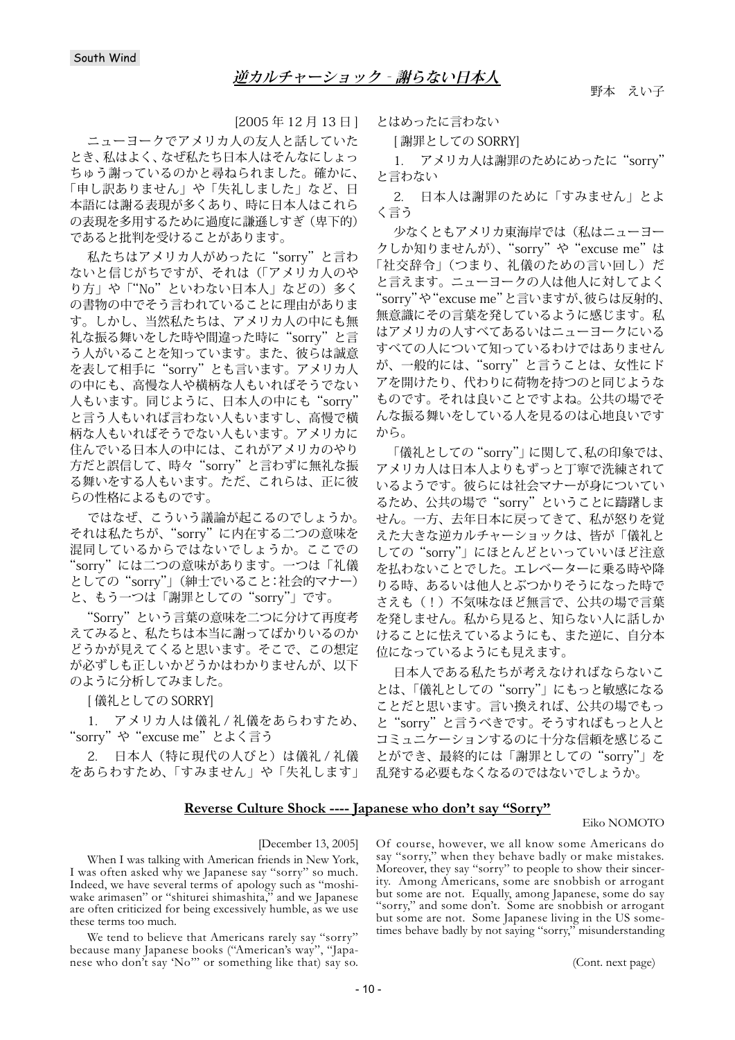South Wind

# 逆カルチャーショック - 謝らない日本人

野本　えい子

[2005 年 12 月 13 日 ]

ニューヨークでアメリカ人の友人と話していたとき、私はよく、なぜ私たち日本人はそんなにしょっちゅう謝っているのかと尋ねられました。確かに、「申し訳ありません」や「失礼しました」など、日本語には謝る表現が多くあり、時に日本人はこれらの表現を多用するために過度に謙遜しすぎ（卑下的）であると批判を受けることがあります。

私たちはアメリカ人がめったに“sorry”と言わないと信じがちですが、それは（「アメリカ人のやり方」や「“No”といわない日本人」などの）多くの書物の中でそう言われていることに理由があります。しかし、当然私たちは、アメリカ人の中にも無礼な振る舞いをした時や間違った時に“sorry”と言う人がいることを知っています。また、彼らは誠意を表して相手に“sorry”とも言います。アメリカ人の中にも、高慢な人や横柄な人もいればそうでない人もいます。同じように、日本人の中にも“sorry”と言う人もいれば言わない人もいますし、高慢で横柄な人もいればそうでない人もいます。アメリカに住んでいる日本人の中には、これがアメリカのやり方だと誤信して、時々“sorry”と言わずに無礼な振る舞いをする人もいます。ただ、これらは、正に彼らの性格によるものです。

ではなぜ、こういう議論が起こるのでしょうか。それは私たちが、“sorry”に内在する二つの意味を混同しているからではないでしょうか。ここでの“sorry”には二つの意味があります。一つは「礼儀としての“sorry”」（紳士でいること：社会的マナー）と、もう一つは「謝罪としての“sorry”」です。

“Sorry”という言葉の意味を二つに分けて再度考えてみると、私たちは本当に謝ってばかりいるのかどうかが見えてくると思います。そこで、この想定が必ずしも正しいかどうかはわかりませんが、以下のように分析してみました。

[ 儀礼としての SORRY]

1.　アメリカ人は儀礼 / 礼儀をあらわすため、“sorry”や“excuse me”とよく言う

2.　日本人（特に現代の人びと）は儀礼 / 礼儀をあらわすため、「すみません」や「失礼します」とはめったに言わない

[ 謝罪としての SORRY]

1.　アメリカ人は謝罪のためにめったに“sorry”と言わない

2.　日本人は謝罪のために「すみません」とよく言う

少なくともアメリカ東海岸では（私はニューヨークしか知りませんが）、“sorry”や“excuse me”は「社交辞令」（つまり、礼儀のための言い回し）だと言えます。ニューヨークの人は他人に対してよく“sorry”や“excuse me”と言いますが、彼らは反射的、無意識にその言葉を発しているように感じます。私はアメリカの人すべてあるいはニューヨークにいるすべての人について知っているわけではありませんが、一般的には、“sorry”と言うことは、女性にドアを開けたり、代わりに荷物を持つのと同じようなものです。それは良いことですよね。公共の場でそんな振る舞いをしている人を見るのは心地良いですから。

「儀礼としての“sorry”」に関して、私の印象では、アメリカ人は日本人よりもずっと丁寧で洗練されているようです。彼らには社会マナーが身についているため、公共の場で“sorry”ということに躊躇しません。一方、去年日本に戻ってきて、私が怒りを覚えた大きな逆カルチャーショックは、皆が「儀礼としての“sorry”」にほとんどといっていいほど注意を払わないことでした。エレベーターに乗る時や降りる時、あるいは他人とぶつかりそうになった時でさえも（！）不気味なほど無言で、公共の場で言葉を発しません。私から見ると、知らない人に話しかけることに怯えているようにも、また逆に、自分本位になっているようにも見えます。

日本人である私たちが考えなければならないことは、「儀礼としての“sorry”」にもっと敏感になることだと思います。言い換えれば、公共の場でもっと“sorry”と言うべきです。そうすればもっと人とコミュニケーションするのに十分な信頼を感じることができ、最終的には「謝罪としての“sorry”」を乱発する必要もなくなるのではないでしょうか。

## Reverse Culture Shock ---- Japanese who don't say "Sorry"

Eiko NOMOTO

[December 13, 2005]

When I was talking with American friends in New York, I was often asked why we Japanese say "sorry" so much. Indeed, we have several terms of apology such as "moshiwake arimasen" or "shiturei shimashita," and we Japanese are often criticized for being excessively humble, as we use these terms too much.

We tend to believe that Americans rarely say "sorry" because many Japanese books ("American's way", "Japanese who don't say 'No'" or something like that) say so. Of course, however, we all know some Americans do say "sorry," when they behave badly or make mistakes. Moreover, they say "sorry" to people to show their sincerity. Among Americans, some are snobbish or arrogant but some are not. Equally, among Japanese, some do say "sorry," and some don't. Some are snobbish or arrogant but some are not. Some Japanese living in the US sometimes behave badly by not saying "sorry," misunderstanding

(Cont. next page)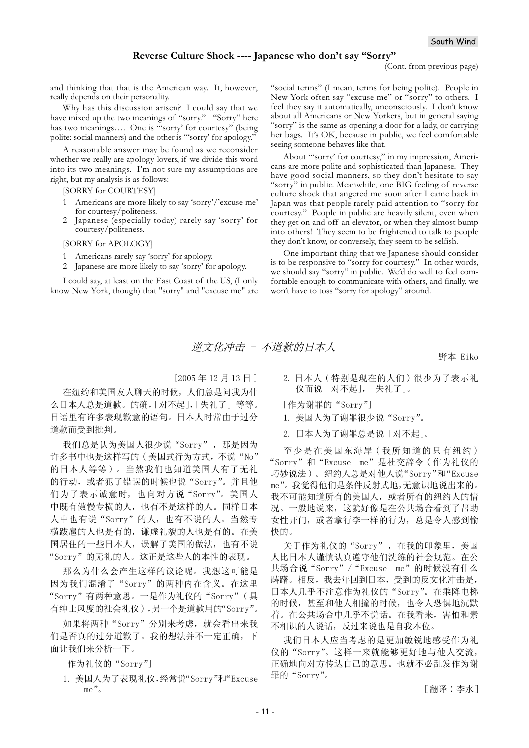## Reverse Culture Shock ---- Japanese who don't say "Sorry"

(Cont. from previous page)

and thinking that that is the American way. It, however, really depends on their personality.

Why has this discussion arisen? I could say that we have mixed up the two meanings of "sorry." "Sorry" here has two meanings…. One is "'sorry' for courtesy" (being polite: social manners) and the other is "'sorry' for apology."

A reasonable answer may be found as we reconsider whether we really are apology-lovers, if we divide this word into its two meanings. I'm not sure my assumptions are right, but my analysis is as follows:

[SORRY for COURTESY]

1. Americans are more likely to say 'sorry'/'excuse me' for courtesy/politeness.
2. Japanese (especially today) rarely say 'sorry' for courtesy/politeness.

[SORRY for APOLOGY]

1. Americans rarely say 'sorry' for apology.
2. Japanese are more likely to say 'sorry' for apology.

I could say, at least on the East Coast of the US, (I only know New York, though) that "sorry" and "excuse me" are "social terms" (I mean, terms for being polite). People in New York often say "excuse me" or "sorry" to others. I feel they say it automatically, unconsciously. I don't know about all Americans or New Yorkers, but in general saying "sorry" is the same as opening a door for a lady, or carrying her bags. It's OK, because in public, we feel comfortable seeing someone behaves like that.

About "'sorry' for courtesy," in my impression, Americans are more polite and sophisticated than Japanese. They have good social manners, so they don't hesitate to say "sorry" in public. Meanwhile, one BIG feeling of reverse culture shock that angered me soon after I came back in Japan was that people rarely paid attention to "sorry for courtesy." People in public are heavily silent, even when they get on and off an elevator, or when they almost bump into others! They seem to be frightened to talk to people they don't know, or conversely, they seem to be selfish.

One important thing that we Japanese should consider is to be responsive to "sorry for courtesy." In other words, we should say "sorry" in public. We'd do well to feel comfortable enough to communicate with others, and finally, we won't have to toss "sorry for apology" around.

## *逆文化冲击 – 不道歉的日本人*

野本 Eiko

［2005 年 12 月 13 日］

在纽约和美国友人聊天的时候，人们总是问我为什么日本人总是道歉。的确，｢对不起｣，｢失礼了｣ 等等。日语里有许多表现歉意的语句。日本人时常由于过分道歉而受到批判。

我们总是认为美国人很少说“Sorry”，那是因为许多书中也是这样写的（美国式行为方式，不说“No”的日本人等等）。当然我们也知道美国人有了无礼的行动，或者犯了错误的时候也说“Sorry”。并且他们为了表示诚意时，也向对方说“Sorry”。美国人中既有傲慢专横的人，也有不是这样的人。同样日本人中也有说“Sorry”的人，也有不说的人。当然专横跋扈的人也是有的，谦虚礼貌的人也是有的。在美国居住的一些日本人，误解了美国的做法，也有不说“Sorry”的无礼的人。这正是这些人的本性的表现。

那么为什么会产生这样的议论呢。我想这可能是因为我们混淆了“Sorry”的两种内在含义。在这里“Sorry”有两种意思。一是作为礼仪的“Sorry”（具有绅士风度的社会礼仪），另一个是道歉用的“Sorry”。

如果将两种“Sorry”分别来考虑，就会看出来我们是否真的过分道歉了。我的想法并不一定正确，下面让我们来分析一下。

｢作为礼仪的“Sorry”｣

1. 美国人为了表现礼仪，经常说“Sorry”和“Excuse me”。
2. 日本人（特别是现在的人们）很少为了表示礼仪而说｢对不起｣，｢失礼了｣。

｢作为谢罪的“Sorry”｣

1. 美国人为了谢罪很少说“Sorry”。
2. 日本人为了谢罪总是说｢对不起｣。

至少是在美国东海岸（我所知道的只有纽约）“Sorry”和“Excuse me”是社交辞令（作为礼仪的巧妙说法）。纽约人总是对他人说“Sorry”和“Excuse me”。我觉得他们是条件反射式地，无意识地说出来的。我不可能知道所有的美国人，或者所有的纽约人的情况。一般地说来，这就好像是在公共场合看到了帮助女性开门，或者拿行李一样的行为，总是令人感到愉快的。

关于作为礼仪的“Sorry”，在我的印象里，美国人比日本人谨慎认真遵守他们洗练的社会规范。在公共场合说“Sorry”／“Excuse me”的时候没有什么踌躇。相反，我去年回到日本，受到的反文化冲击是，日本人几乎不注意作为礼仪的“Sorry”。在乘降电梯的时候，甚至和他人相撞的时候，也令人恐惧地沉默着。在公共场合中几乎不说话。在我看来，害怕和素不相识的人说话，反过来说也是自我本位。

我们日本人应当考虑的是更加敏锐地感受作为礼仪的“Sorry”。这样一来就能够更好地与他人交流，正确地向对方传达自己的意思。也就不必乱发作为谢罪的“Sorry”。

［翻译：李水］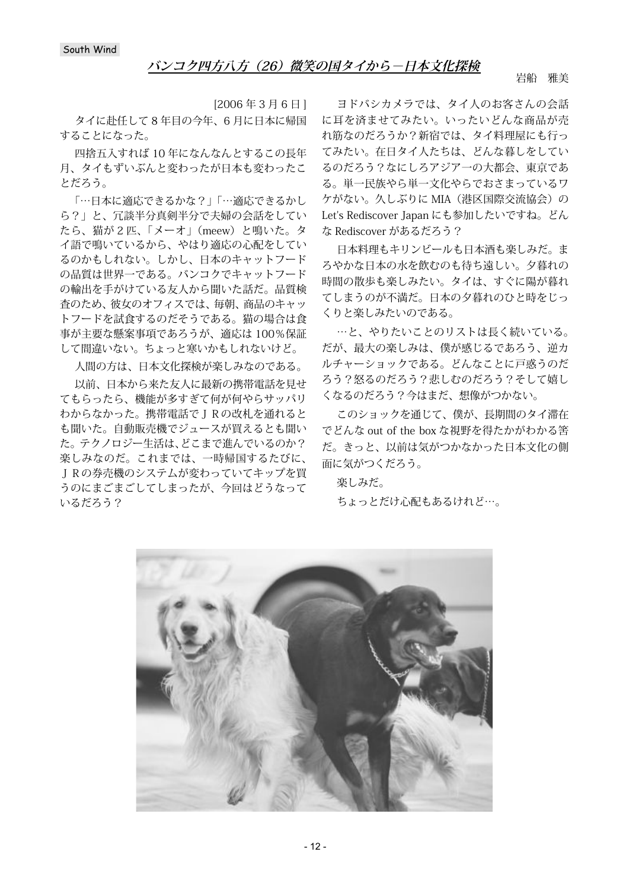South Wind

## バンコク四方八方（26）微笑の国タイから－日本文化探検

岩船　雅美

[2006 年 3 月 6 日 ]

タイに赴任して 8 年目の今年、6 月に日本に帰国することになった。

四捨五入すれば 10 年になんなんとするこの長年月、タイもずいぶんと変わったが日本も変わったことだろう。

「…日本に適応できるかな？」「…適応できるかしら？」と、冗談半分真剣半分で夫婦の会話をしていたら、猫が 2 匹、「メーオ」（meew）と鳴いた。タイ語で鳴いているから、やはり適応の心配をしているのかもしれない。しかし、日本のキャットフードの品質は世界一である。バンコクでキャットフードの輸出を手がけている友人から聞いた話だ。品質検査のため、彼女のオフィスでは、毎朝、商品のキャットフードを試食するのだそうである。猫の場合は食事が主要な懸案事項であろうが、適応は 100％保証して間違いない。ちょっと寒いかもしれないけど。

人間の方は、日本文化探検が楽しみなのである。

以前、日本から来た友人に最新の携帯電話を見せてもらったら、機能が多すぎて何が何やらサッパリわからなかった。携帯電話でＪＲの改札を通れるとも聞いた。自動販売機でジュースが買えるとも聞いた。テクノロジー生活は、どこまで進んでいるのか？楽しみなのだ。これまでは、一時帰国するたびに、ＪＲの券売機のシステムが変わっていてキップを買うのにまごまごしてしまったが、今回はどうなっているだろう？

ヨドバシカメラでは、タイ人のお客さんの会話に耳を済ませてみたい。いったいどんな商品が売れ筋なのだろうか？新宿では、タイ料理屋にも行ってみたい。在日タイ人たちは、どんな暮しをしているのだろう？なにしろアジア一の大都会、東京である。単一民族やら単一文化やらでおさまっているワケがない。久しぶりに MIA（港区国際交流協会）の Let's Rediscover Japan にも参加したいですね。どんな Rediscover があるだろう？

日本料理もキリンビールも日本酒も楽しみだ。まろやかな日本の水を飲むのも待ち遠しい。夕暮れの時間の散歩も楽しみたい。タイは、すぐに陽が暮れてしまうのが不満だ。日本の夕暮れのひと時をじっくりと楽しみたいのである。

…と、やりたいことのリストは長く続いている。だが、最大の楽しみは、僕が感じるであろう、逆カルチャーショックである。どんなことに戸惑うのだろう？怒るのだろう？悲しむのだろう？そして嬉しくなるのだろう？今はまだ、想像がつかない。

このショックを通じて、僕が、長期間のタイ滞在でどんな out of the box な視野を得たかがわかる筈だ。きっと、以前は気がつかなかった日本文化の側面に気がつくだろう。

楽しみだ。

ちょっとだけ心配もあるけれど…。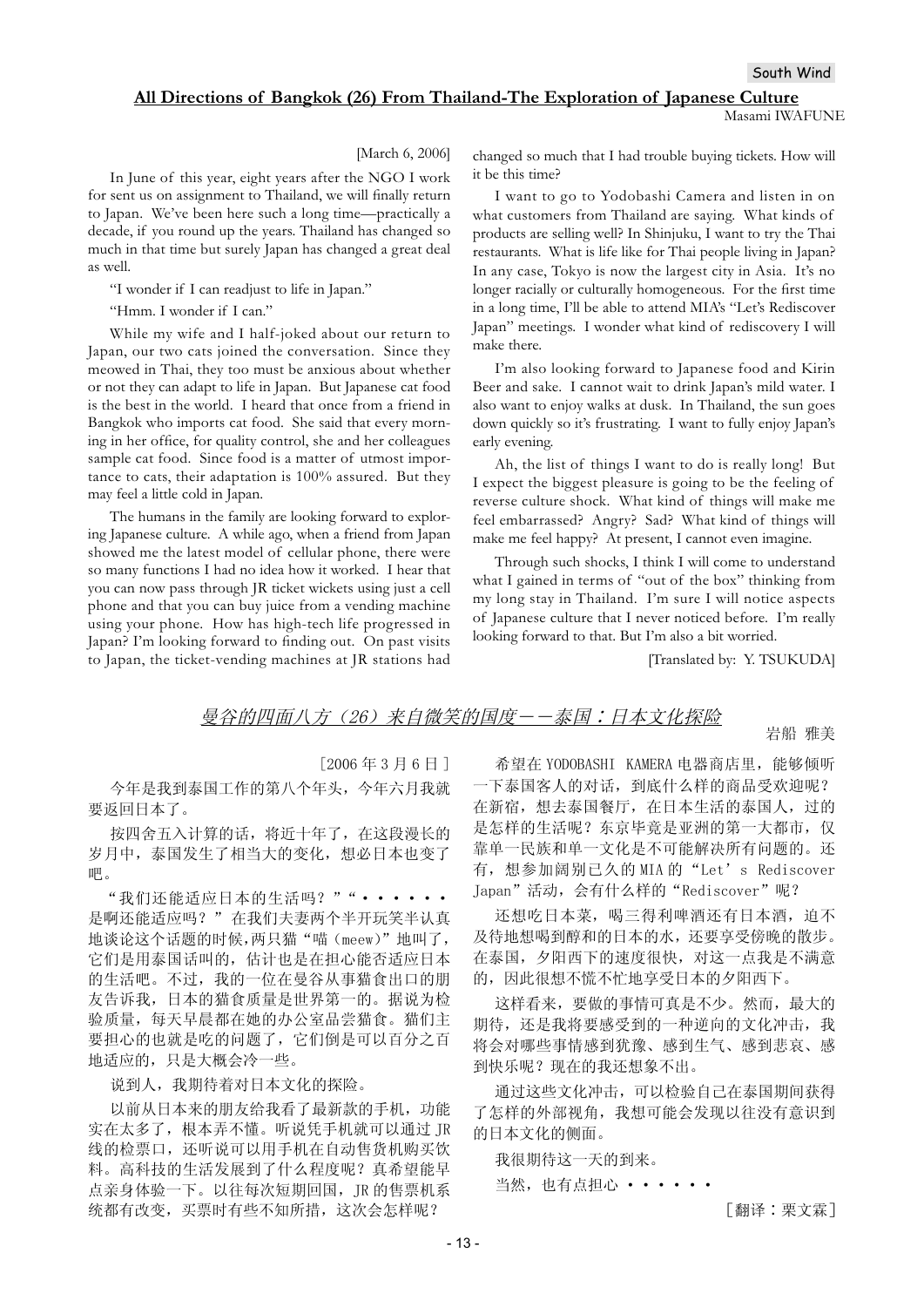South Wind

## All Directions of Bangkok (26) From Thailand-The Exploration of Japanese Culture

Masami IWAFUNE

[March 6, 2006]

In June of this year, eight years after the NGO I work for sent us on assignment to Thailand, we will finally return to Japan. We've been here such a long time—practically a decade, if you round up the years. Thailand has changed so much in that time but surely Japan has changed a great deal as well.

"I wonder if I can readjust to life in Japan."

"Hmm. I wonder if I can."

While my wife and I half-joked about our return to Japan, our two cats joined the conversation. Since they meowed in Thai, they too must be anxious about whether or not they can adapt to life in Japan. But Japanese cat food is the best in the world. I heard that once from a friend in Bangkok who imports cat food. She said that every morning in her office, for quality control, she and her colleagues sample cat food. Since food is a matter of utmost importance to cats, their adaptation is 100% assured. But they may feel a little cold in Japan.

The humans in the family are looking forward to exploring Japanese culture. A while ago, when a friend from Japan showed me the latest model of cellular phone, there were so many functions I had no idea how it worked. I hear that you can now pass through JR ticket wickets using just a cell phone and that you can buy juice from a vending machine using your phone. How has high-tech life progressed in Japan? I'm looking forward to finding out. On past visits to Japan, the ticket-vending machines at JR stations had changed so much that I had trouble buying tickets. How will it be this time?

I want to go to Yodobashi Camera and listen in on what customers from Thailand are saying. What kinds of products are selling well? In Shinjuku, I want to try the Thai restaurants. What is life like for Thai people living in Japan? In any case, Tokyo is now the largest city in Asia. It's no longer racially or culturally homogeneous. For the first time in a long time, I'll be able to attend MIA's "Let's Rediscover Japan" meetings. I wonder what kind of rediscovery I will make there.

I'm also looking forward to Japanese food and Kirin Beer and sake. I cannot wait to drink Japan's mild water. I also want to enjoy walks at dusk. In Thailand, the sun goes down quickly so it's frustrating. I want to fully enjoy Japan's early evening.

Ah, the list of things I want to do is really long! But I expect the biggest pleasure is going to be the feeling of reverse culture shock. What kind of things will make me feel embarrassed? Angry? Sad? What kind of things will make me feel happy? At present, I cannot even imagine.

Through such shocks, I think I will come to understand what I gained in terms of "out of the box" thinking from my long stay in Thailand. I'm sure I will notice aspects of Japanese culture that I never noticed before. I'm really looking forward to that. But I'm also a bit worried.

[Translated by: Y. TSUKUDA]

## *曼谷的四面八方（26）来自微笑的国度－－泰国：日本文化探险*

岩船 雅美

［2006 年 3 月 6 日］

今年是我到泰国工作的第八个年头，今年六月我就要返回日本了。

按四舍五入计算的话，将近十年了，在这段漫长的岁月中，泰国发生了相当大的变化，想必日本也变了吧。

“我们还能适应日本的生活吗？”“・・・・・・是啊还能适应吗？”在我们夫妻两个半开玩笑半认真地谈论这个话题的时候，两只猫“喵（meew）”地叫了，它们是用泰国话叫的，估计也是在担心能否适应日本的生活吧。不过，我的一位在曼谷从事猫食出口的朋友告诉我，日本的猫食质量是世界第一的。据说为检验质量，每天早晨都在她的办公室品尝猫食。猫们主要担心的也就是吃的问题了，它们倒是可以百分之百地适应的，只是大概会冷一些。

说到人，我期待着对日本文化的探险。

以前从日本来的朋友给我看了最新款的手机，功能实在太多了，根本弄不懂。听说凭手机就可以通过 JR 线的检票口，还听说可以用手机在自动售货机购买饮料。高科技的生活发展到了什么程度呢？真希望能早点亲身体验一下。以往每次短期回国，JR 的售票机系统都有改变，买票时有些不知所措，这次会怎样呢？

希望在 YODOBASHI KAMERA 电器商店里，能够倾听一下泰国客人的对话，到底什么样的商品受欢迎呢？在新宿，想去泰国餐厅，在日本生活的泰国人，过的是怎样的生活呢？东京毕竟是亚洲的第一大都市，仅靠单一民族和单一文化是不可能解决所有问题的。还有，想参加阔别已久的 MIA 的“Let’s Rediscover Japan”活动，会有什么样的“Rediscover”呢？

还想吃日本菜，喝三得利啤酒还有日本酒，迫不及待地想喝到醇和的日本的水，还要享受傍晚的散步。在泰国，夕阳西下的速度很快，对这一点我是不满意的，因此很想不慌不忙地享受日本的夕阳西下。

这样看来，要做的事情可真是不少。然而，最大的期待，还是我将要感受到的一种逆向的文化冲击，我将会对哪些事情感到犹豫、感到生气、感到悲哀、感到快乐呢？现在的我还想象不出。

通过这些文化冲击，可以检验自己在泰国期间获得了怎样的外部视角，我想可能会发现以往没有意识到的日本文化的侧面。

我很期待这一天的到来。

当然，也有点担心 ・・・・・・

［翻译：栗文霖］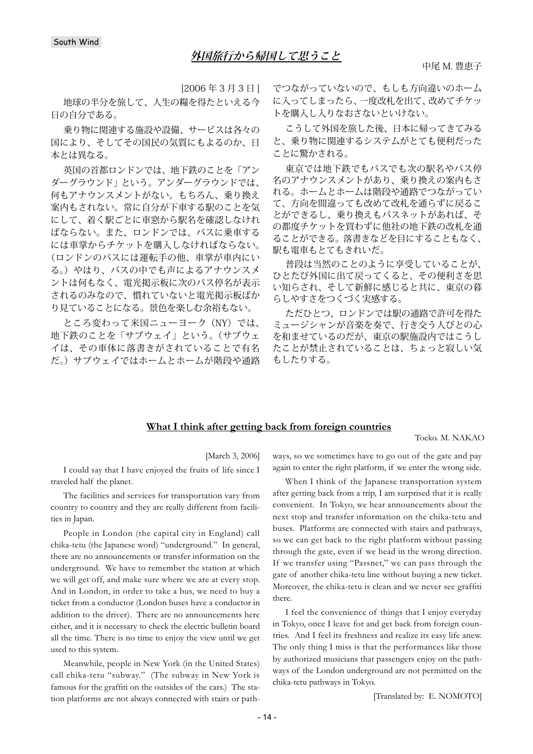South Wind

# 外国旅行から帰国して思うこと

中尾 M. 豊恵子

[2006 年 3 月 3 日 ]

地球の半分を旅して、人生の糧を得たといえる今日の自分である。

乗り物に関連する施設や設備、サービスは各々の国により、そしてその国民の気質にもよるのか、日本とは異なる。

英国の首都ロンドンでは、地下鉄のことを「アンダーグラウンド」という。アンダーグラウンドでは、何もアナウンスメントがない。もちろん、乗り換え案内もされない。常に自分が下車する駅のことを気にして、着く駅ごとに車窓から駅名を確認しなければならない。また、ロンドンでは、バスに乗車するには車掌からチケットを購入しなければならない。(ロンドンのバスには運転手の他、車掌が車内にいる。）やはり、バスの中でも声によるアナウンスメントは何もなく、電光掲示板に次のバス停名が表示されるのみなので、慣れていないと電光掲示板ばかり見ていることになる。景色を楽しむ余裕もない。

ところ変わって米国ニューヨーク（NY）では、地下鉄のことを「サブウェイ」という。（サブウェイは、その車体に落書きがされていることで有名だ。）サブウェイではホームとホームが階段や通路でつながっていないので、もしも方向違いのホームに入ってしまったら、一度改札を出て、改めてチケットを購入し入りなおさないといけない。

こうして外国を旅した後、日本に帰ってきてみると、乗り物に関連するシステムがとても便利だったことに驚かされる。

東京では地下鉄でもバスでも次の駅名やバス停名のアナウンスメントがあり、乗り換えの案内もされる。ホームとホームは階段や通路でつながっていて、方向を間違っても改めて改札を通らずに戻ることができるし、乗り換えもパスネットがあれば、その都度チケットを買わずに他社の地下鉄の改札を通ることができる。落書きなどを目にすることもなく、駅も電車もとてもきれいだ。

普段は当然のことのように享受していることが、ひとたび外国に出て戻ってくると、その便利さを思い知らされ、そして新鮮に感じると共に、東京の暮らしやすさをつくづく実感する。

ただひとつ、ロンドンでは駅の通路で許可を得たミュージシャンが音楽を奏で、行き交う人びとの心を和ませているのだが、東京の駅施設内ではこうしたことが禁止されていることは、ちょっと寂しい気もしたりする。

# What I think after getting back from foreign countries

Toeko. M. NAKAO

[March 3, 2006]

I could say that I have enjoyed the fruits of life since I traveled half the planet.

The facilities and services for transportation vary from country to country and they are really different from facilities in Japan.

People in London (the capital city in England) call chika-tetu (the Japanese word) "underground." In general, there are no announcements or transfer information on the underground. We have to remember the station at which we will get off, and make sure where we are at every stop. And in London, in order to take a bus, we need to buy a ticket from a conductor (London buses have a conductor in addition to the driver). There are no announcements here either, and it is necessary to check the electric bulletin board all the time. There is no time to enjoy the view until we get used to this system.

Meanwhile, people in New York (in the United States) call chika-tetu "subway." (The subway in New York is famous for the graffiti on the outsides of the cars.) The station platforms are not always connected with stairs or pathways, so we sometimes have to go out of the gate and pay again to enter the right platform, if we enter the wrong side.

When I think of the Japanese transportation system after getting back from a trip, I am surprised that it is really convenient. In Tokyo, we hear announcements about the next stop and transfer information on the chika-tetu and buses. Platforms are connected with stairs and pathways, so we can get back to the right platform without passing through the gate, even if we head in the wrong direction. If we transfer using "Passnet," we can pass through the gate of another chika-tetu line without buying a new ticket. Moreover, the chika-tetu is clean and we never see graffiti there.

I feel the convenience of things that I enjoy everyday in Tokyo, once I leave for and get back from foreign countries. And I feel its freshness and realize its easy life anew. The only thing I miss is that the performances like those by authorized musicians that passengers enjoy on the pathways of the London underground are not permitted on the chika-tetu pathways in Tokyo.

[Translated by: E. NOMOTO]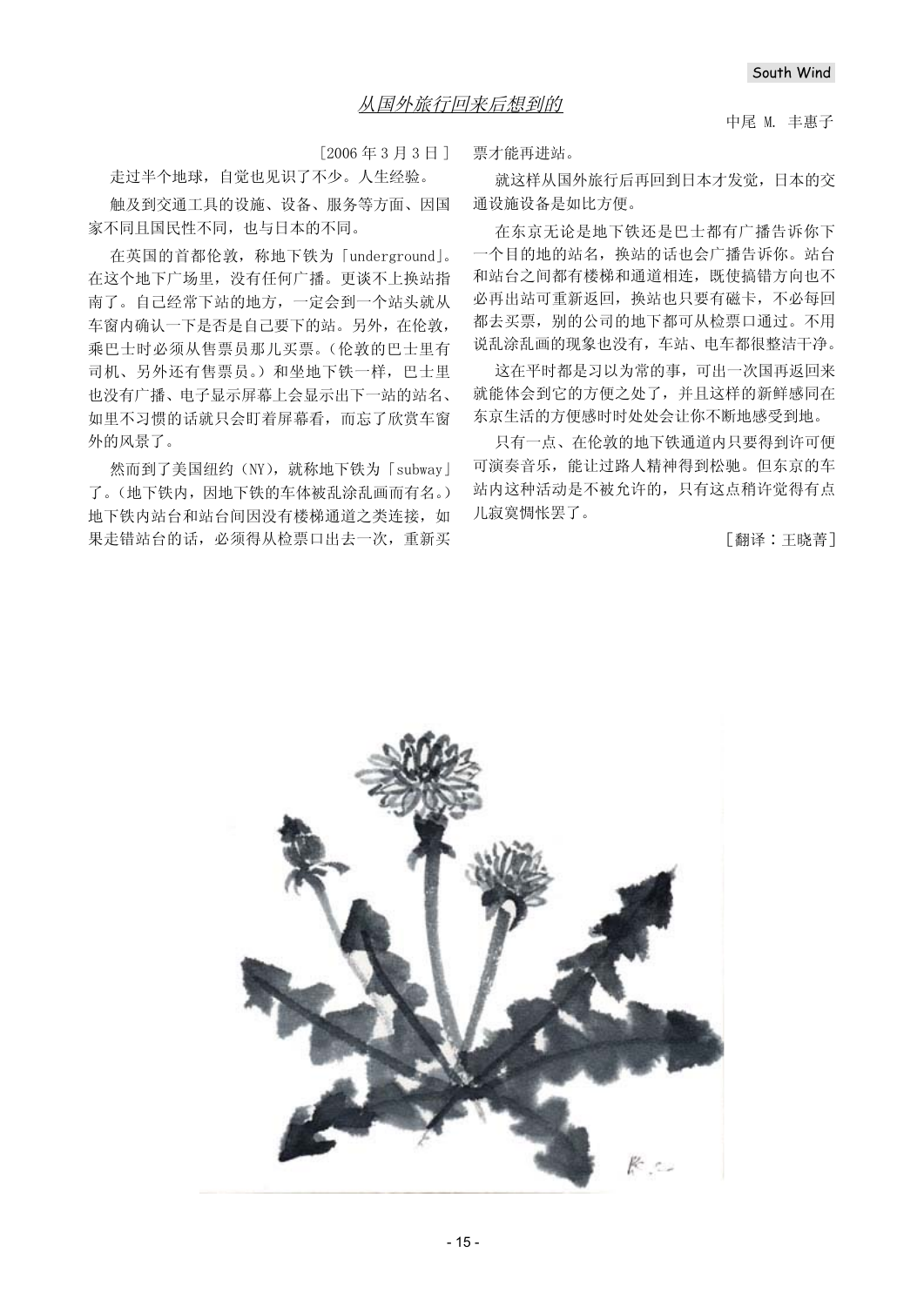## 从国外旅行回来后想到的

中尾 M. 丰惠子

［2006 年 3 月 3 日］

走过半个地球，自觉也见识了不少。人生经验。

触及到交通工具的设施、设备、服务等方面、因国家不同且国民性不同，也与日本的不同。

在英国的首都伦敦，称地下铁为「underground」。在这个地下广场里，没有任何广播。更谈不上换站指南了。自己经常下站的地方，一定会到一个站头就从车窗内确认一下是否是自己要下的站。另外，在伦敦，乘巴士时必须从售票员那儿买票。（伦敦的巴士里有司机、另外还有售票员。）和坐地下铁一样，巴士里也没有广播、电子显示屏幕上会显示出下一站的站名、如里不习惯的话就只会盯着屏幕看，而忘了欣赏车窗外的风景了。

然而到了美国纽约（NY），就称地下铁为「subway」了。（地下铁内，因地下铁的车体被乱涂乱画而有名。）地下铁内站台和站台间因没有楼梯通道之类连接，如果走错站台的话，必须得从检票口出去一次，重新买票才能再进站。

就这样从国外旅行后再回到日本才发觉，日本的交通设施设备是如比方便。

在东京无论是地下铁还是巴士都有广播告诉你下一个目的地的站名，换站的话也会广播告诉你。站台和站台之间都有楼梯和通道相连，既使搞错方向也不必再出站可重新返回，换站也只要有磁卡，不必每回都去买票，别的公司的地下都可从检票口通过。不用说乱涂乱画的现象也没有，车站、电车都很整洁干净。

这在平时都是习以为常的事，可出一次国再返回来就能体会到它的方便之处了，并且这样的新鲜感同在东京生活的方便感时时处处会让你不断地感受到地。

只有一点、在伦敦的地下铁通道内只要得到许可便可演奏音乐，能让过路人精神得到松驰。但东京的车站内这种活动是不被允许的，只有这点稍许觉得有点儿寂寞惆怅罢了。

［翻译：王晓菁］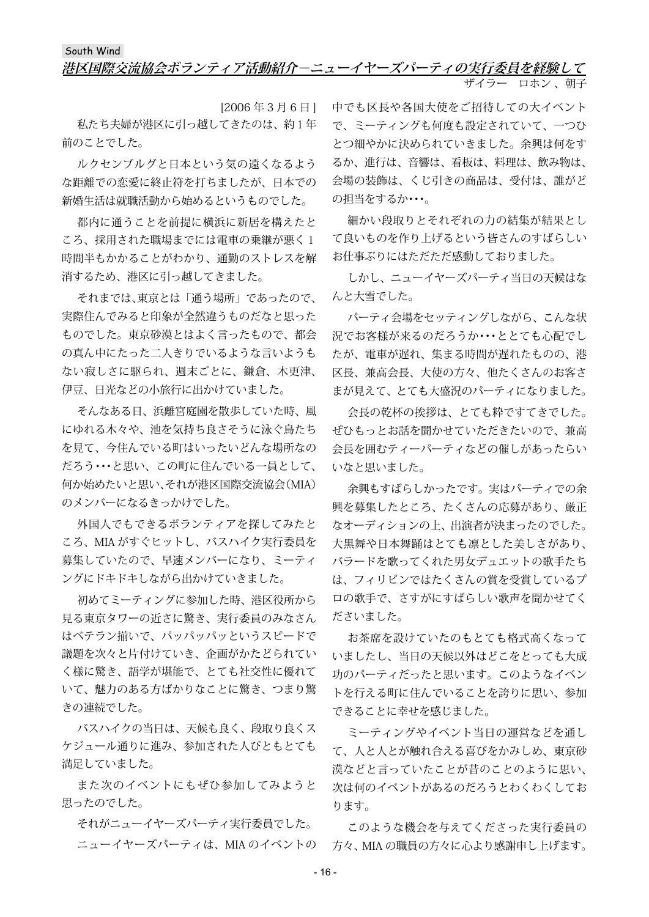South Wind

## *港区国際交流協会ボランティア活動紹介－ニューイヤーズパーティの実行委員を経験して*

ザイラー　ロホン 、朝子

[2006 年 3 月 6 日 ]

私たち夫婦が港区に引っ越してきたのは、約 1 年前のことでした。

ルクセンブルグと日本という気の遠くなるような距離での恋愛に終止符を打ちましたが、日本での新婚生活は就職活動から始めるというものでした。

都内に通うことを前提に横浜に新居を構えたところ、採用された職場までには電車の乗継が悪く 1 時間半もかかることがわかり、通勤のストレスを解消するため、港区に引っ越してきました。

それまでは､東京とは「通う場所」であったので、実際住んでみると印象が全然違うものだなと思ったものでした。東京砂漠とはよく言ったもので、都会の真ん中にたった二人きりでいるような言いようもない寂しさに駆られ、週末ごとに、鎌倉、木更津、伊豆、日光などの小旅行に出かけていました。

そんなある日、浜離宮庭園を散歩していた時、風にゆれる木々や、池を気持ち良さそうに泳ぐ鳥たちを見て、今住んでいる町はいったいどんな場所なのだろう･･･と思い、この町に住んでいる一員として、何か始めたいと思い､それが港区国際交流協会(MIA)のメンバーになるきっかけでした。

外国人でもできるボランティアを探してみたところ、MIA がすぐヒットし、バスハイク実行委員を募集していたので、早速メンバーになり、ミーティングにドキドキしながら出かけていきました。

初めてミーティングに参加した時、港区役所から見る東京タワーの近さに驚き、実行委員のみなさんはベテラン揃いで、パッパッパッというスピードで議題を次々と片付けていき、企画がかたどられていく様に驚き、語学が堪能で、とても社交性に優れていて、魅力のある方ばかりなことに驚き、つまり驚きの連続でした。

バスハイクの当日は、天候も良く、段取り良くスケジュール通りに進み、参加された人びともとても満足していました。

また次のイベントにもぜひ参加してみようと思ったのでした。

それがニューイヤーズパーティ実行委員でした。

ニューイヤーズパーティは、MIA のイベントの中でも区長や各国大使をご招待しての大イベントで、ミーティングも何度も設定されていて、一つひとつ細やかに決められていきました。余興は何をするか、進行は、音響は、看板は、料理は、飲み物は、会場の装飾は、くじ引きの商品は、受付は、誰がどの担当をするか･･･。

細かい段取りとそれぞれの力の結集が結果として良いものを作り上げるという皆さんのすばらしいお仕事ぶりにはただただ感動しておりました。

しかし、ニューイヤーズパーティ当日の天候はなんと大雪でした。

パーティ会場をセッティングしながら、こんな状況でお客様が来るのだろうか･･･ととても心配でしたが、電車が遅れ、集まる時間が遅れたものの、港区長、兼高会長、大使の方々、他たくさんのお客さまが見えて、とても大盛況のパーティになりました。

会長の乾杯の挨拶は、とても粋ですてきでした。ぜひもっとお話を聞かせていただきたいので、兼高会長を囲むティーパーティなどの催しがあったらいいなと思いました。

余興もすばらしかったです。実はパーティでの余興を募集したところ、たくさんの応募があり、厳正なオーディションの上、出演者が決まったのでした。大黒舞や日本舞踊はとても凛とした美しさがあり、バラードを歌ってくれた男女デュエットの歌手たちは、フィリピンではたくさんの賞を受賞しているプロの歌手で、さすがにすばらしい歌声を聞かせてくださいました。

お茶席を設けていたのもとても格式高くなっていましたし、当日の天候以外はどこをとっても大成功のパーティだったと思います。このようなイベントを行える町に住んでいることを誇りに思い、参加できることに幸せを感じました。

ミーティングやイベント当日の運営などを通して、人と人とが触れ合える喜びをかみしめ、東京砂漠などと言っていたことが昔のことのように思い、次は何のイベントがあるのだろうとわくわくしております。

このような機会を与えてくださった実行委員の方々、MIA の職員の方々に心より感謝申し上げます。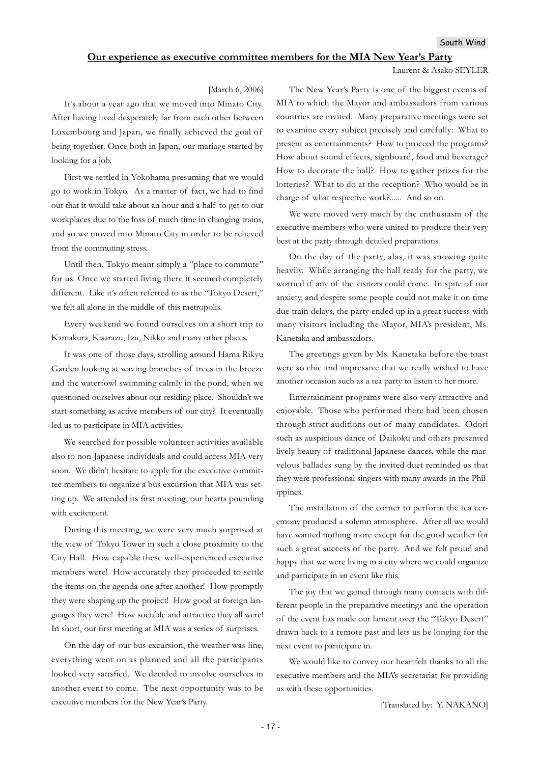## Our experience as executive committee members for the MIA New Year's Party

Laurent & Asako SEYLER

[March 6, 2006]

It's about a year ago that we moved into Minato City. After having lived desperately far from each other between Luxembourg and Japan, we finally achieved the goal of being together. Once both in Japan, our mariage started by looking for a job.

First we settled in Yokohama presuming that we would go to work in Tokyo. As a matter of fact, we had to find out that it would take about an hour and a half to get to our workplaces due to the loss of much time in changing trains, and so we moved into Minato City in order to be relieved from the commuting stress.

Until then, Tokyo meant simply a "place to commute" for us. Once we started living there it seemed completely different. Like it's often referred to as the "Tokyo Desert," we felt all alone in the middle of this metropolis.

Every weekend we found ourselves on a short trip to Kamakura, Kisarazu, Izu, Nikko and many other places.

It was one of those days, strolling around Hama Rikyu Garden looking at waving branches of trees in the breeze and the waterfowl swimming calmly in the pond, when we questioned ourselves about our residing place. Shouldn't we start something as active members of our city? It eventually led us to participate in MIA activities.

We searched for possible volunteer activities available also to non-Japanese individuals and could access MIA very soon. We didn't hesitate to apply for the executive committee members to organize a bus excursion that MIA was setting up. We attended its first meeting, our hearts pounding with excitement.

During this meeting, we were very much surprised at the view of Tokyo Tower in such a close proximity to the City Hall. How capable these well-experienced executive members were! How accurately they proceeded to settle the items on the agenda one after another! How promptly they were shaping up the project! How good at foreign languages they were! How sociable and attractive they all were! In short, our first meeting at MIA was a series of surprises.

On the day of our bus excursion, the weather was fine, everything went on as planned and all the participants looked very satisfied. We decided to involve ourselves in another event to come. The next opportunity was to be executive members for the New Year's Party.

The New Year's Party is one of the biggest events of MIA to which the Mayor and ambassadors from various countries are invited. Many preparative meetings were set to examine every subject precisely and carefully: What to present as entertainments? How to proceed the programs? How about sound effects, signboard, food and beverage? How to decorate the hall? How to gather prizes for the lotteries? What to do at the reception? Who would be in charge of what respective work?...... And so on.

We were moved very much by the enthusiasm of the executive members who were united to produce their very best at the party through detailed preparations.

On the day of the party, alas, it was snowing quite heavily. While arranging the hall ready for the party, we worried if any of the visitors could come. In spite of our anxiety, and despite some people could not make it on time due train delays, the party ended up in a great success with many visitors including the Mayor, MIA's president, Ms. Kanetaka and ambassadors.

The greetings given by Ms. Kanetaka before the toast were so chic and impressive that we really wished to have another occasion such as a tea party to listen to her more.

Entertainment programs were also very attractive and enjoyable. Those who performed there had been chosen through strict auditions out of many candidates. Odori such as auspicious dance of Daikoku and others presented lively beauty of traditional Japanese dances, while the marvelous ballades sung by the invited duet reminded us that they were professional singers with many awards in the Philippines.

The installation of the corner to perform the tea ceremony produced a solemn atmosphere. After all we would have wanted nothing more except for the good weather for such a great success of the party. And we felt proud and happy that we were living in a city where we could organize and participate in an event like this.

The joy that we gained through many contacts with different people in the preparative meetings and the operation of the event has made our lament over the "Tokyo Desert" drawn back to a remote past and lets us be longing for the next event to participate in.

We would like to convey our heartfelt thanks to all the executive members and the MIA's secretariat for providing us with these opportunities.

[Translated by: Y. NAKANO]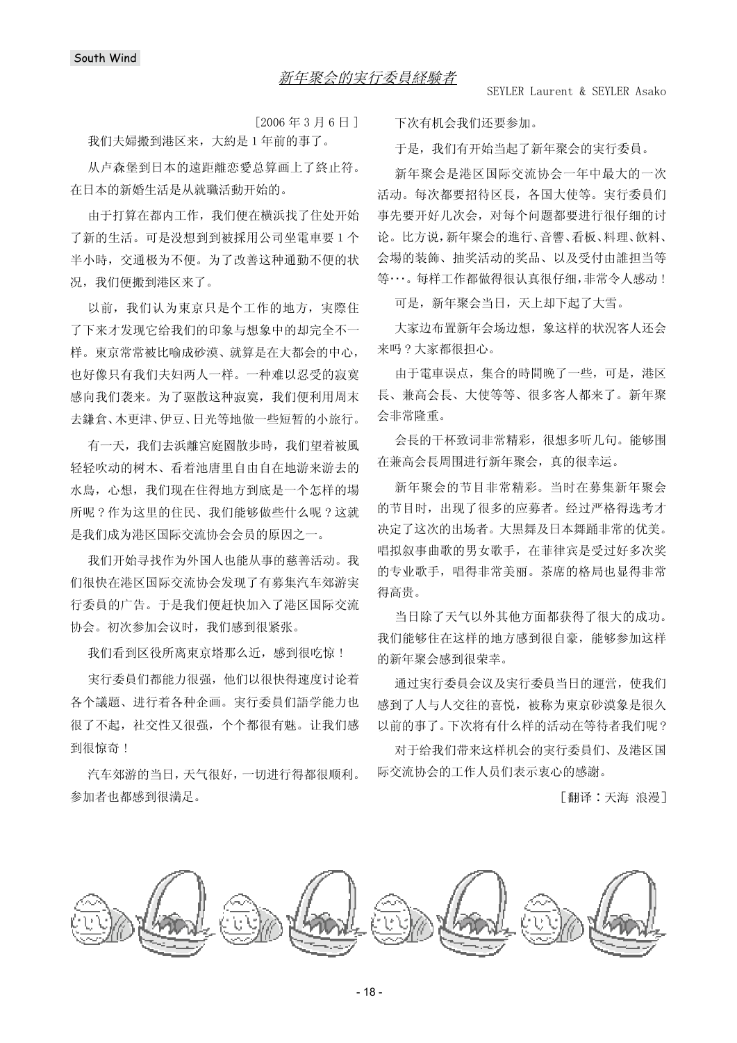South Wind

## 新年聚会的实行委員経験者

SEYLER Laurent & SEYLER Asako

［2006 年 3 月 6 日］

我们夫婦搬到港区来，大約是 1 年前的事了。

从卢森堡到日本的遠距離恋愛总算画上了終止符。在日本的新婚生活是从就職活動开始的。

由于打算在都内工作，我们便在横浜找了住处开始了新的生活。可是没想到到被採用公司坐電車要 1 个半小時，交通极为不便。为了改善这种通勤不便的状况，我们便搬到港区来了。

以前，我们认为東京只是个工作的地方，实際住了下来才发现它给我们的印象与想象中的却完全不一样。東京常常被比喻成砂漠、就算是在大都会的中心，也好像只有我们夫妇两人一样。一种难以忍受的寂寞感向我们袭来。为了驱散这种寂寞，我们便利用周末去鎌倉、木更津、伊豆、日光等地做一些短暂的小旅行。

有一天，我们去浜離宮庭園散步時，我们望着被風轻轻吹动的树木、看着池唐里自由自在地游来游去的水鳥，心想，我们现在住得地方到底是一个怎样的場所呢？作为这里的住民、我们能够做些什么呢？这就是我们成为港区国际交流协会会员的原因之一。

我们开始寻找作为外国人也能从事的慈善活动。我们很快在港区国际交流协会发现了有募集汽车郊游实行委员的广告。于是我们便赶快加入了港区国际交流协会。初次参加会议时，我们感到很紧张。

我们看到区役所离東京塔那么近，感到很吃惊！

实行委员们都能力很强，他们以很快得速度讨论着各个議題、进行着各种企画。实行委員们語学能力也很了不起，社交性又很强，个个都很有魅。让我们感到很惊奇！

汽车郊游的当日，天气很好，一切进行得都很顺利。参加者也都感到很满足。

下次有机会我们还要参加。

于是，我们有开始当起了新年聚会的实行委员。

新年聚会是港区国际交流协会一年中最大的一次活动。每次都要招待区長，各国大使等。实行委員们事先要开好几次会，对每个问题都要进行很仔细的讨论。比方说，新年聚会的進行、音響、看板、料理、飲料、会場的装飾、抽奖活动的奖品、以及受付由誰担当等等･･･。每样工作都做得很认真很仔细，非常令人感动！

可是，新年聚会当日，天上却下起了大雪。

大家边布置新年会场边想，象这样的状况客人还会来吗？大家都很担心。

由于電車误点，集合的時間晚了一些，可是，港区長、兼高会長、大使等等、很多客人都来了。新年聚会非常隆重。

会長的干杯致词非常精彩，很想多听几句。能够围在兼高会長周围进行新年聚会，真的很幸运。

新年聚会的节目非常精彩。当时在募集新年聚会的节目时，出现了很多的应募者。经过严格得选考才决定了这次的出场者。大黒舞及日本舞踊非常的优美。唱拟叙事曲歌的男女歌手，在菲律宾是受过好多次奖的专业歌手，唱得非常美丽。茶席的格局也显得非常得高贵。

当日除了天气以外其他方面都获得了很大的成功。我们能够住在这样的地方感到很自豪，能够参加这样的新年聚会感到很荣幸。

通过实行委员会议及实行委员当日的運営，使我们感到了人与人交往的喜悦，被称为東京砂漠象是很久以前的事了。下次将有什么样的活动在等待者我们呢？

对于给我们带来这样机会的实行委員们、及港区国际交流协会的工作人员们表示衷心的感謝。

［翻译：天海 浪漫］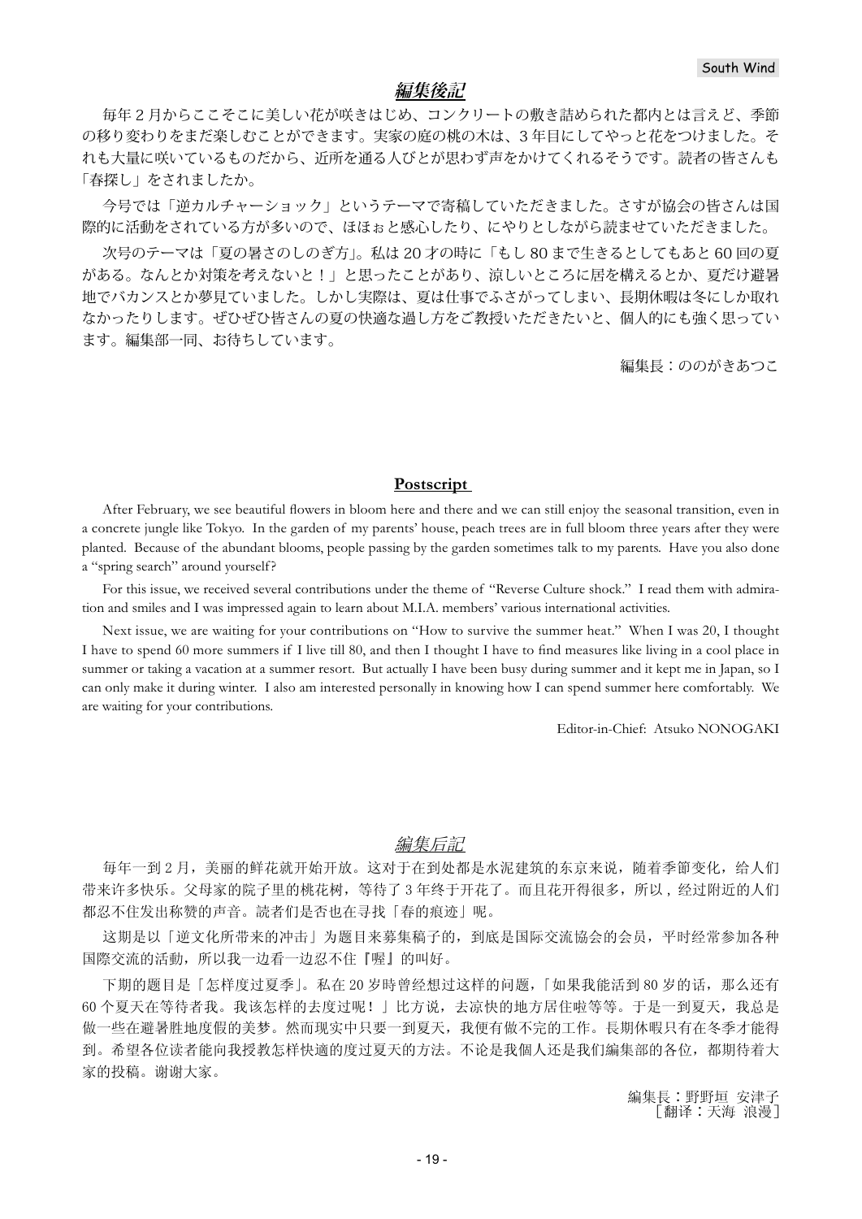## 編集後記

毎年２月からここそこに美しい花が咲きはじめ、コンクリートの敷き詰められた都内とは言えど、季節の移り変わりをまだ楽しむことができます。実家の庭の桃の木は、３年目にしてやっと花をつけました。それも大量に咲いているものだから、近所を通る人びとが思わず声をかけてくれるそうです。読者の皆さんも「春探し」をされましたか。

今号では「逆カルチャーショック」というテーマで寄稿していただきました。さすが協会の皆さんは国際的に活動をされている方が多いので、ほほぉと感心したり、にやりとしながら読ませていただきました。

次号のテーマは「夏の暑さのしのぎ方」。私は 20 才の時に「もし 80 まで生きるとしてもあと 60 回の夏がある。なんとか対策を考えないと！」と思ったことがあり、涼しいところに居を構えるとか、夏だけ避暑地でバカンスとか夢見ていました。しかし実際は、夏は仕事でふさがってしまい、長期休暇は冬にしか取れなかったりします。ぜひぜひ皆さんの夏の快適な過し方をご教授いただきたいと、個人的にも強く思っています。編集部一同、お待ちしています。

編集長：ののがきあつこ

## Postscript

After February, we see beautiful flowers in bloom here and there and we can still enjoy the seasonal transition, even in a concrete jungle like Tokyo. In the garden of my parents' house, peach trees are in full bloom three years after they were planted. Because of the abundant blooms, people passing by the garden sometimes talk to my parents. Have you also done a "spring search" around yourself?

For this issue, we received several contributions under the theme of "Reverse Culture shock." I read them with admiration and smiles and I was impressed again to learn about M.I.A. members' various international activities.

Next issue, we are waiting for your contributions on "How to survive the summer heat." When I was 20, I thought I have to spend 60 more summers if I live till 80, and then I thought I have to find measures like living in a cool place in summer or taking a vacation at a summer resort. But actually I have been busy during summer and it kept me in Japan, so I can only make it during winter. I also am interested personally in knowing how I can spend summer here comfortably. We are waiting for your contributions.

Editor-in-Chief: Atsuko NONOGAKI

## 編集后記

每年一到 2 月，美丽的鲜花就开始开放。这对于在到处都是水泥建筑的东京来说，随着季節变化，给人们带来许多快乐。父母家的院子里的桃花树，等待了 3 年终于开花了。而且花开得很多，所以，经过附近的人们都忍不住发出称赞的声音。読者们是否也在寻找「春的痕迹」呢。

这期是以「逆文化所带来的冲击」为题目来募集稿子的，到底是国际交流協会的会员，平时经常参加各种国際交流的活動，所以我一边看一边忍不住『喔』的叫好。

下期的题目是「怎样度过夏季」。私在 20 岁時曾经想过这样的问题，「如果我能活到 80 岁的话，那么还有 60 个夏天在等待者我。我该怎样的去度过呢！」比方说，去凉快的地方居住啦等等。于是一到夏天，我总是做一些在避暑胜地度假的美梦。然而现实中只要一到夏天，我便有做不完的工作。長期休暇只有在冬季才能得到。希望各位读者能向我授教怎样快適的度过夏天的方法。不论是我個人还是我們編集部的各位，都期待着大家的投稿。谢谢大家。

編集長：野野垣 安津子
［翻译：天海 浪漫］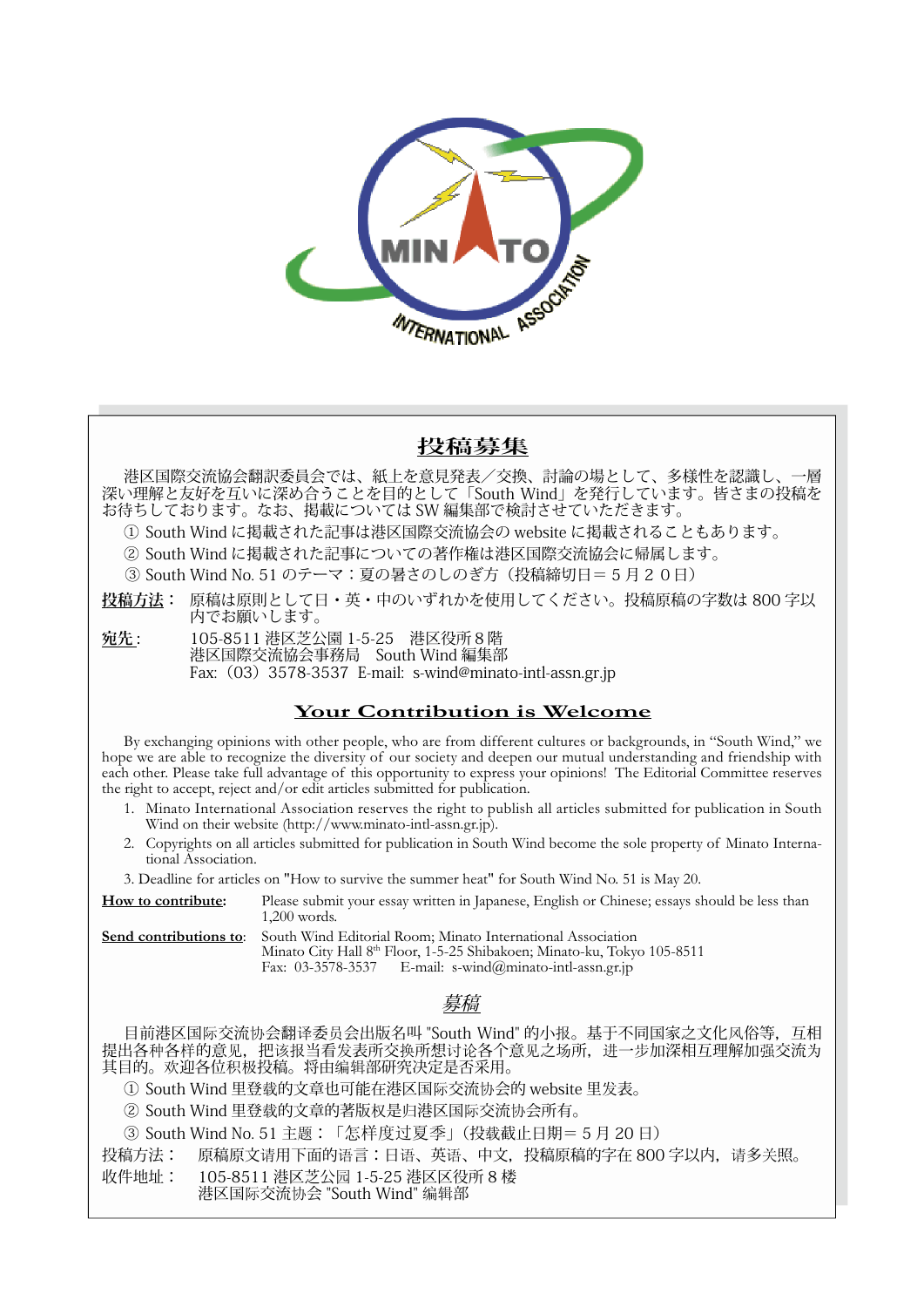MINATO INTERNATIONAL ASSOCIATION

## 投稿募集

港区国際交流協会翻訳委員会では、紙上を意見発表／交換、討論の場として、多様性を認識し、一層深い理解と友好を互いに深め合うことを目的として「South Wind」を発行しています。皆さまの投稿をお待ちしております。なお、掲載については SW 編集部で検討させていただきます。

① South Wind に掲載された記事は港区国際交流協会の website に掲載されることもあります。

② South Wind に掲載された記事についての著作権は港区国際交流協会に帰属します。

③ South Wind No. 51 のテーマ：夏の暑さのしのぎ方（投稿締切日＝５月２０日）

**投稿方法**： 原稿は原則として日・英・中のいずれかを使用してください。投稿原稿の字数は 800 字以内でお願いします。

**宛先**： 105-8511 港区芝公園 1-5-25　港区役所８階
港区国際交流協会事務局　South Wind 編集部
Fax:（03）3578-3537 E-mail: s-wind@minato-intl-assn.gr.jp

## Your Contribution is Welcome

By exchanging opinions with other people, who are from different cultures or backgrounds, in “South Wind,” we hope we are able to recognize the diversity of our society and deepen our mutual understanding and friendship with each other. Please take full advantage of this opportunity to express your opinions! The Editorial Committee reserves the right to accept, reject and/or edit articles submitted for publication.

1. Minato International Association reserves the right to publish all articles submitted for publication in South Wind on their website (http://www.minato-intl-assn.gr.jp).
2. Copyrights on all articles submitted for publication in South Wind become the sole property of Minato International Association.
3. Deadline for articles on "How to survive the summer heat" for South Wind No. 51 is May 20.

**How to contribute**: Please submit your essay written in Japanese, English or Chinese; essays should be less than 1,200 words.

**Send contributions to**: South Wind Editorial Room; Minato International Association
Minato City Hall 8th Floor, 1-5-25 Shibakoen; Minato-ku, Tokyo 105-8511
Fax: 03-3578-3537 E-mail: s-wind@minato-intl-assn.gr.jp

## 募稿

目前港区国际交流协会翻译委员会出版名叫 "South Wind" 的小报。基于不同国家之文化风俗等，互相提出各种各样的意见，把该报当看发表所交换所想讨论各个意见之场所，进一步加深相互理解加强交流为其目的。欢迎各位积极投稿。将由编辑部研究决定是否采用。

① South Wind 里登载的文章也可能在港区国际交流协会的 website 里发表。

② South Wind 里登载的文章的著版权是归港区国际交流协会所有。

③ South Wind No. 51 主题：「怎样度过夏季」（投载截止日期＝５月 20 日）

投稿方法： 原稿原文请用下面的语言：日语、英语、中文，投稿原稿的字在 800 字以内，请多关照。

收件地址： 105-8511 港区芝公园 1-5-25 港区区役所８楼
港区国际交流协会 "South Wind" 编辑部